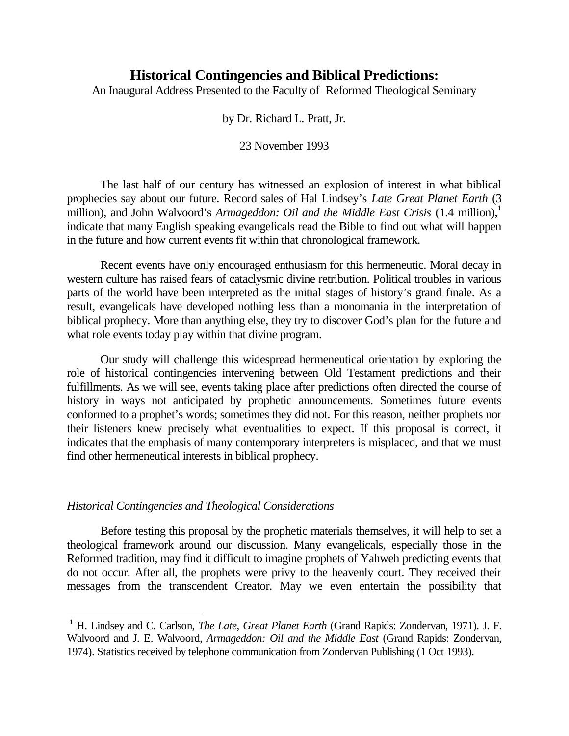# Historical Contingencies and Biblical Predictions:

An Inaugural Address Presented to the Faculty of Reformed Theological Seminary

by Dr. Richard L. Pratt, Jr.

23 November 1993

The last half of our century has witnessed an explosion of interest in what biblical prophecies say about our future. Record sales of Hal Lindsey's *Late Great Planet Earth* (3 million), and John Walvoord's *Armageddon: Oil and the Middle East Crisis* (1.4 million),[1] indicate that many English speaking evangelicals read the Bible to find out what will happen in the future and how current events fit within that chronological framework.

Recent events have only encouraged enthusiasm for this hermeneutic. Moral decay in western culture has raised fears of cataclysmic divine retribution. Political troubles in various parts of the world have been interpreted as the initial stages of history's grand finale. As a result, evangelicals have developed nothing less than a monomania in the interpretation of biblical prophecy. More than anything else, they try to discover God's plan for the future and what role events today play within that divine program.

Our study will challenge this widespread hermeneutical orientation by exploring the role of historical contingencies intervening between Old Testament predictions and their fulfillments. As we will see, events taking place after predictions often directed the course of history in ways not anticipated by prophetic announcements. Sometimes future events conformed to a prophet's words; sometimes they did not. For this reason, neither prophets nor their listeners knew precisely what eventualities to expect. If this proposal is correct, it indicates that the emphasis of many contemporary interpreters is misplaced, and that we must find other hermeneutical interests in biblical prophecy.

*Historical Contingencies and Theological Considerations*

Before testing this proposal by the prophetic materials themselves, it will help to set a theological framework around our discussion. Many evangelicals, especially those in the Reformed tradition, may find it difficult to imagine prophets of Yahweh predicting events that do not occur. After all, the prophets were privy to the heavenly court. They received their messages from the transcendent Creator. May we even entertain the possibility that

---

[1] H. Lindsey and C. Carlson, *The Late, Great Planet Earth* (Grand Rapids: Zondervan, 1971). J. F. Walvoord and J. E. Walvoord, *Armageddon: Oil and the Middle East* (Grand Rapids: Zondervan, 1974). Statistics received by telephone communication from Zondervan Publishing (1 Oct 1993).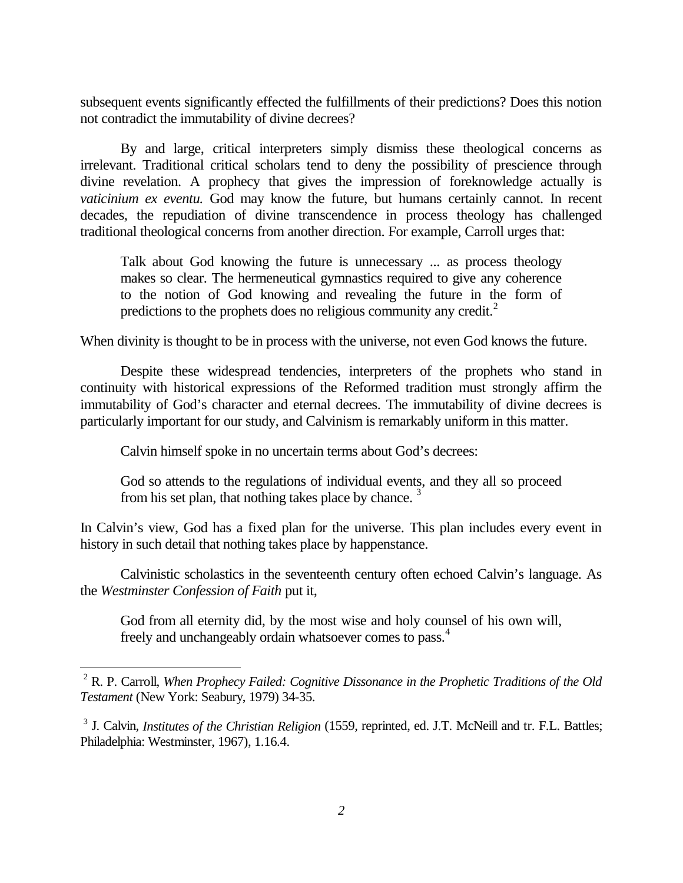subsequent events significantly effected the fulfillments of their predictions? Does this notion not contradict the immutability of divine decrees?

By and large, critical interpreters simply dismiss these theological concerns as irrelevant. Traditional critical scholars tend to deny the possibility of prescience through divine revelation. A prophecy that gives the impression of foreknowledge actually is *vaticinium ex eventu.* God may know the future, but humans certainly cannot. In recent decades, the repudiation of divine transcendence in process theology has challenged traditional theological concerns from another direction. For example, Carroll urges that:

> Talk about God knowing the future is unnecessary ... as process theology makes so clear. The hermeneutical gymnastics required to give any coherence to the notion of God knowing and revealing the future in the form of predictions to the prophets does no religious community any credit.[2]

When divinity is thought to be in process with the universe, not even God knows the future.

Despite these widespread tendencies, interpreters of the prophets who stand in continuity with historical expressions of the Reformed tradition must strongly affirm the immutability of God's character and eternal decrees. The immutability of divine decrees is particularly important for our study, and Calvinism is remarkably uniform in this matter.

Calvin himself spoke in no uncertain terms about God's decrees:

> God so attends to the regulations of individual events, and they all so proceed from his set plan, that nothing takes place by chance. [3]

In Calvin's view, God has a fixed plan for the universe. This plan includes every event in history in such detail that nothing takes place by happenstance.

Calvinistic scholastics in the seventeenth century often echoed Calvin's language. As the *Westminster Confession of Faith* put it,

> God from all eternity did, by the most wise and holy counsel of his own will, freely and unchangeably ordain whatsoever comes to pass.[4]

---

[2] R. P. Carroll, *When Prophecy Failed: Cognitive Dissonance in the Prophetic Traditions of the Old Testament* (New York: Seabury, 1979) 34-35.

[3] J. Calvin, *Institutes of the Christian Religion* (1559, reprinted, ed. J.T. McNeill and tr. F.L. Battles; Philadelphia: Westminster, 1967), 1.16.4.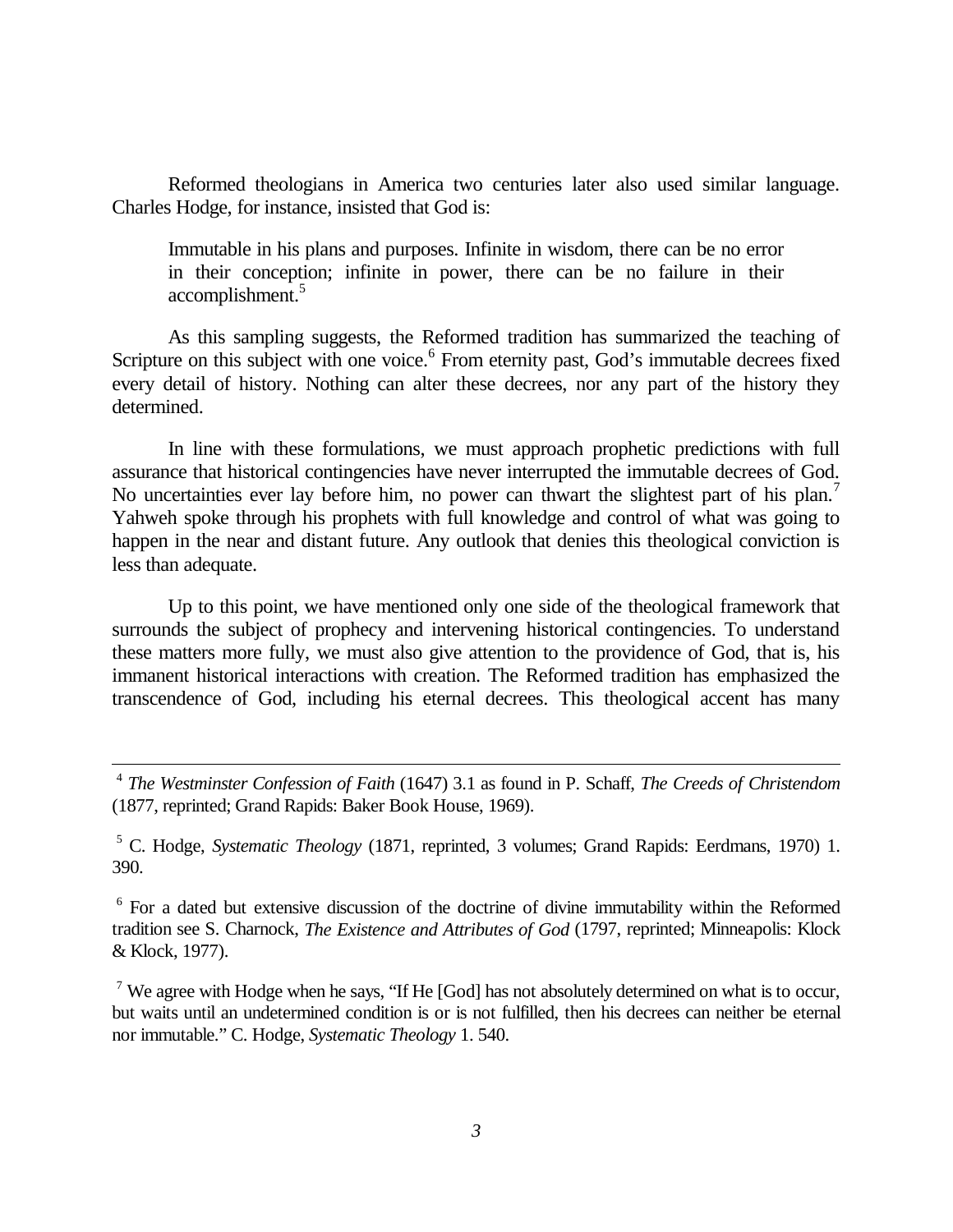Reformed theologians in America two centuries later also used similar language. Charles Hodge, for instance, insisted that God is:

> Immutable in his plans and purposes. Infinite in wisdom, there can be no error in their conception; infinite in power, there can be no failure in their accomplishment.[5]

As this sampling suggests, the Reformed tradition has summarized the teaching of Scripture on this subject with one voice.[6] From eternity past, God's immutable decrees fixed every detail of history. Nothing can alter these decrees, nor any part of the history they determined.

In line with these formulations, we must approach prophetic predictions with full assurance that historical contingencies have never interrupted the immutable decrees of God. No uncertainties ever lay before him, no power can thwart the slightest part of his plan.[7] Yahweh spoke through his prophets with full knowledge and control of what was going to happen in the near and distant future. Any outlook that denies this theological conviction is less than adequate.

Up to this point, we have mentioned only one side of the theological framework that surrounds the subject of prophecy and intervening historical contingencies. To understand these matters more fully, we must also give attention to the providence of God, that is, his immanent historical interactions with creation. The Reformed tradition has emphasized the transcendence of God, including his eternal decrees. This theological accent has many

---

[4] *The Westminster Confession of Faith* (1647) 3.1 as found in P. Schaff, *The Creeds of Christendom* (1877, reprinted; Grand Rapids: Baker Book House, 1969).

[5] C. Hodge, *Systematic Theology* (1871, reprinted, 3 volumes; Grand Rapids: Eerdmans, 1970) 1. 390.

[6] For a dated but extensive discussion of the doctrine of divine immutability within the Reformed tradition see S. Charnock, *The Existence and Attributes of God* (1797, reprinted; Minneapolis: Klock & Klock, 1977).

[7] We agree with Hodge when he says, "If He [God] has not absolutely determined on what is to occur, but waits until an undetermined condition is or is not fulfilled, then his decrees can neither be eternal nor immutable." C. Hodge, *Systematic Theology* 1. 540.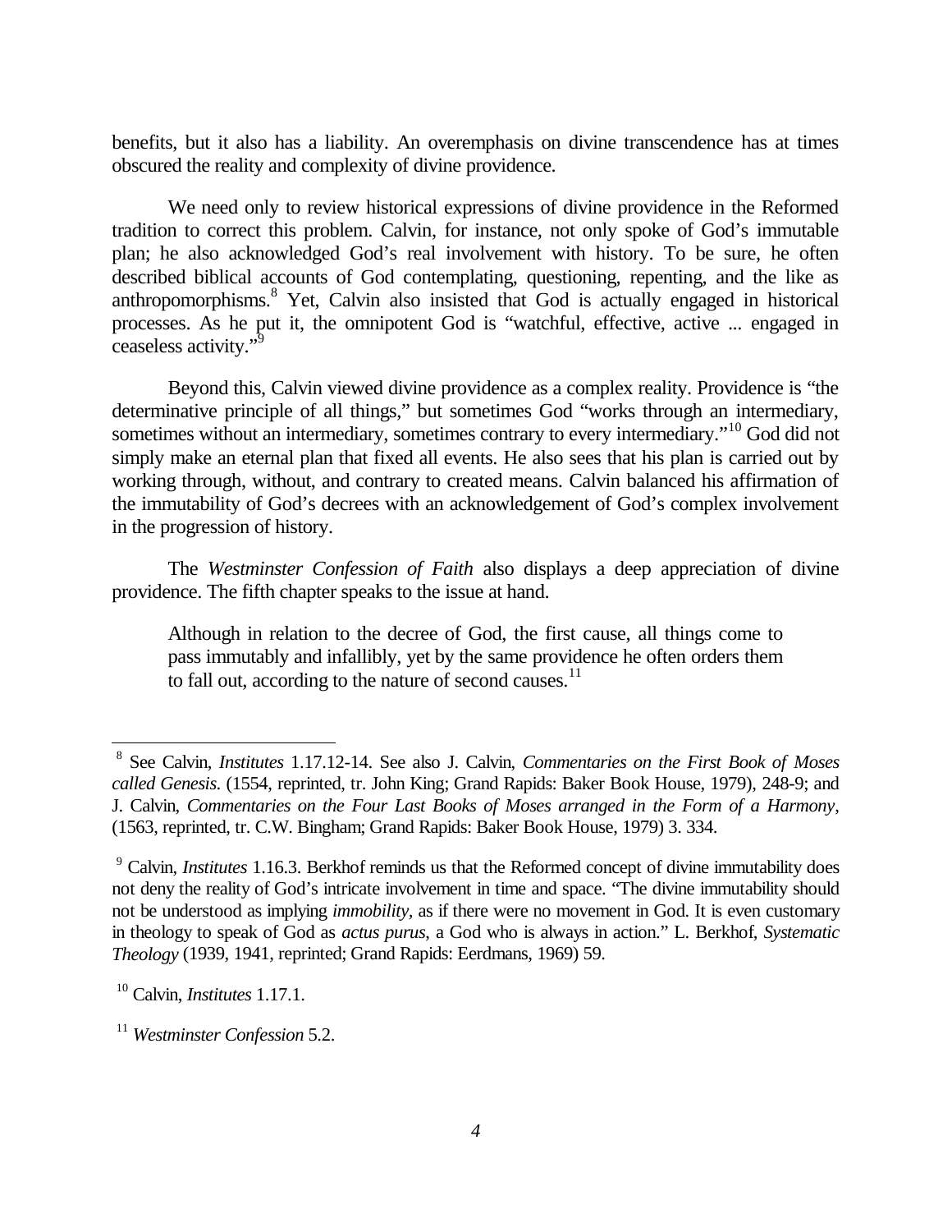benefits, but it also has a liability. An overemphasis on divine transcendence has at times obscured the reality and complexity of divine providence.

We need only to review historical expressions of divine providence in the Reformed tradition to correct this problem. Calvin, for instance, not only spoke of God's immutable plan; he also acknowledged God's real involvement with history. To be sure, he often described biblical accounts of God contemplating, questioning, repenting, and the like as anthropomorphisms.[8] Yet, Calvin also insisted that God is actually engaged in historical processes. As he put it, the omnipotent God is "watchful, effective, active ... engaged in ceaseless activity."[9]

Beyond this, Calvin viewed divine providence as a complex reality. Providence is "the determinative principle of all things," but sometimes God "works through an intermediary, sometimes without an intermediary, sometimes contrary to every intermediary."[10] God did not simply make an eternal plan that fixed all events. He also sees that his plan is carried out by working through, without, and contrary to created means. Calvin balanced his affirmation of the immutability of God's decrees with an acknowledgement of God's complex involvement in the progression of history.

The *Westminster Confession of Faith* also displays a deep appreciation of divine providence. The fifth chapter speaks to the issue at hand.

> Although in relation to the decree of God, the first cause, all things come to pass immutably and infallibly, yet by the same providence he often orders them to fall out, according to the nature of second causes.[11]

---

[8] See Calvin, *Institutes* 1.17.12-14. See also J. Calvin, *Commentaries on the First Book of Moses called Genesis*. (1554, reprinted, tr. John King; Grand Rapids: Baker Book House, 1979), 248-9; and J. Calvin, *Commentaries on the Four Last Books of Moses arranged in the Form of a Harmony*, (1563, reprinted, tr. C.W. Bingham; Grand Rapids: Baker Book House, 1979) 3. 334.

[9] Calvin, *Institutes* 1.16.3. Berkhof reminds us that the Reformed concept of divine immutability does not deny the reality of God's intricate involvement in time and space. "The divine immutability should not be understood as implying *immobility*, as if there were no movement in God. It is even customary in theology to speak of God as *actus purus*, a God who is always in action." L. Berkhof, *Systematic Theology* (1939, 1941, reprinted; Grand Rapids: Eerdmans, 1969) 59.

[10] Calvin, *Institutes* 1.17.1.

[11] *Westminster Confession* 5.2.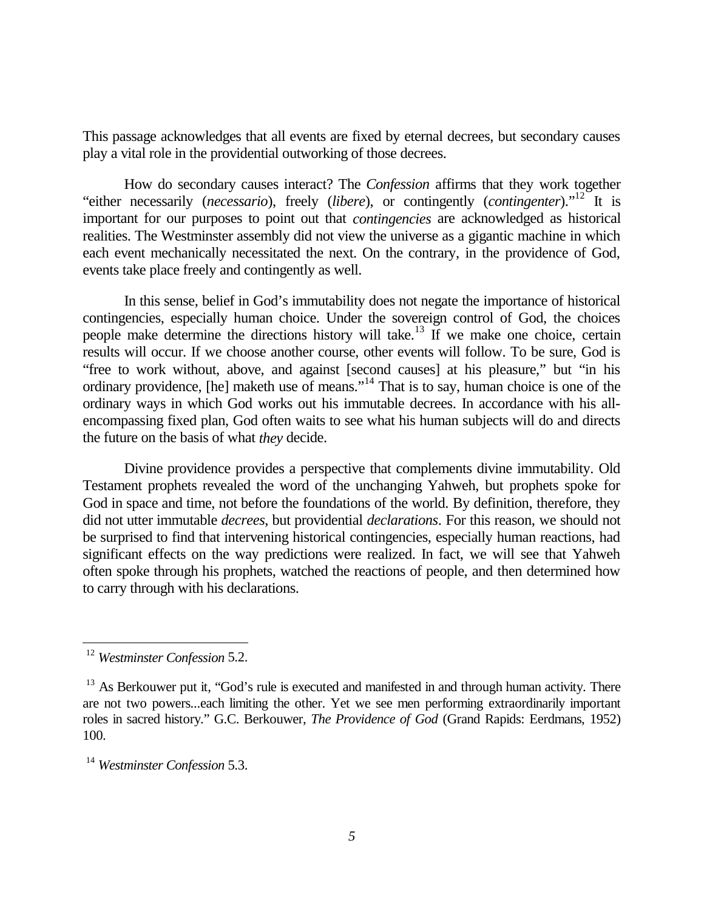This passage acknowledges that all events are fixed by eternal decrees, but secondary causes play a vital role in the providential outworking of those decrees.

How do secondary causes interact? The *Confession* affirms that they work together "either necessarily (*necessario*), freely (*libere*), or contingently (*contingenter*)."[12] It is important for our purposes to point out that *contingencies* are acknowledged as historical realities. The Westminster assembly did not view the universe as a gigantic machine in which each event mechanically necessitated the next. On the contrary, in the providence of God, events take place freely and contingently as well.

In this sense, belief in God's immutability does not negate the importance of historical contingencies, especially human choice. Under the sovereign control of God, the choices people make determine the directions history will take.[13] If we make one choice, certain results will occur. If we choose another course, other events will follow. To be sure, God is "free to work without, above, and against [second causes] at his pleasure," but "in his ordinary providence, [he] maketh use of means."[14] That is to say, human choice is one of the ordinary ways in which God works out his immutable decrees. In accordance with his all-encompassing fixed plan, God often waits to see what his human subjects will do and directs the future on the basis of what *they* decide.

Divine providence provides a perspective that complements divine immutability. Old Testament prophets revealed the word of the unchanging Yahweh, but prophets spoke for God in space and time, not before the foundations of the world. By definition, therefore, they did not utter immutable *decrees*, but providential *declarations*. For this reason, we should not be surprised to find that intervening historical contingencies, especially human reactions, had significant effects on the way predictions were realized. In fact, we will see that Yahweh often spoke through his prophets, watched the reactions of people, and then determined how to carry through with his declarations.

---

[12] *Westminster Confession* 5.2.

[13] As Berkouwer put it, "God's rule is executed and manifested in and through human activity. There are not two powers...each limiting the other. Yet we see men performing extraordinarily important roles in sacred history." G.C. Berkouwer, *The Providence of God* (Grand Rapids: Eerdmans, 1952) 100.

[14] *Westminster Confession* 5.3.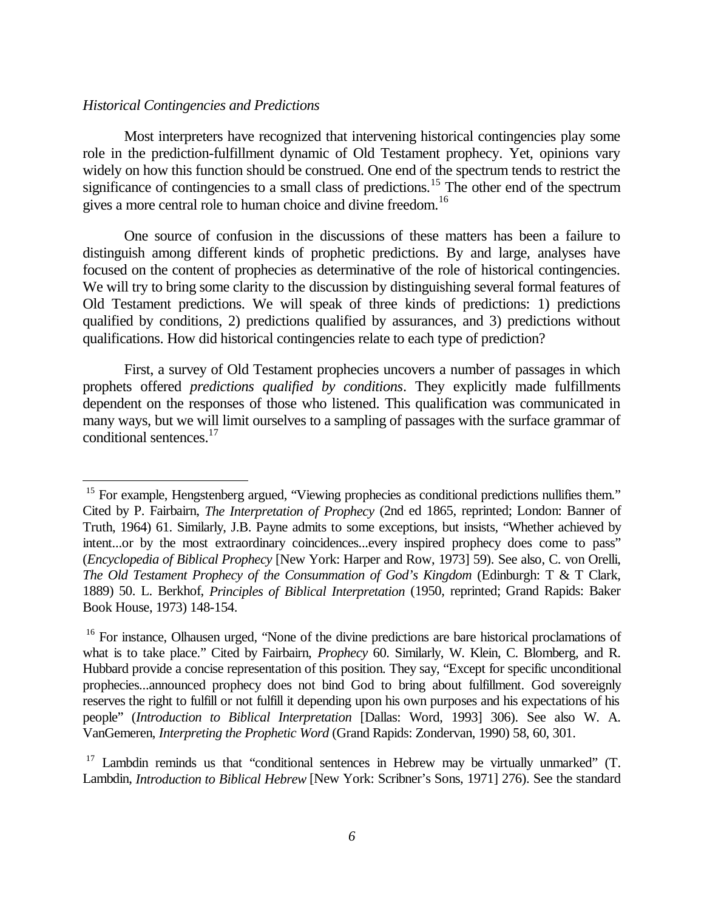*Historical Contingencies and Predictions*

Most interpreters have recognized that intervening historical contingencies play some role in the prediction-fulfillment dynamic of Old Testament prophecy. Yet, opinions vary widely on how this function should be construed. One end of the spectrum tends to restrict the significance of contingencies to a small class of predictions.[15] The other end of the spectrum gives a more central role to human choice and divine freedom.[16]

One source of confusion in the discussions of these matters has been a failure to distinguish among different kinds of prophetic predictions. By and large, analyses have focused on the content of prophecies as determinative of the role of historical contingencies. We will try to bring some clarity to the discussion by distinguishing several formal features of Old Testament predictions. We will speak of three kinds of predictions: 1) predictions qualified by conditions, 2) predictions qualified by assurances, and 3) predictions without qualifications. How did historical contingencies relate to each type of prediction?

First, a survey of Old Testament prophecies uncovers a number of passages in which prophets offered *predictions qualified by conditions*. They explicitly made fulfillments dependent on the responses of those who listened. This qualification was communicated in many ways, but we will limit ourselves to a sampling of passages with the surface grammar of conditional sentences.[17]

---

[15] For example, Hengstenberg argued, "Viewing prophecies as conditional predictions nullifies them." Cited by P. Fairbairn, *The Interpretation of Prophecy* (2nd ed 1865, reprinted; London: Banner of Truth, 1964) 61. Similarly, J.B. Payne admits to some exceptions, but insists, "Whether achieved by intent...or by the most extraordinary coincidences...every inspired prophecy does come to pass" (*Encyclopedia of Biblical Prophecy* [New York: Harper and Row, 1973] 59). See also, C. von Orelli, *The Old Testament Prophecy of the Consummation of God's Kingdom* (Edinburgh: T & T Clark, 1889) 50. L. Berkhof, *Principles of Biblical Interpretation* (1950, reprinted; Grand Rapids: Baker Book House, 1973) 148-154.

[16] For instance, Olhausen urged, "None of the divine predictions are bare historical proclamations of what is to take place." Cited by Fairbairn, *Prophecy* 60. Similarly, W. Klein, C. Blomberg, and R. Hubbard provide a concise representation of this position. They say, "Except for specific unconditional prophecies...announced prophecy does not bind God to bring about fulfillment. God sovereignly reserves the right to fulfill or not fulfill it depending upon his own purposes and his expectations of his people" (*Introduction to Biblical Interpretation* [Dallas: Word, 1993] 306). See also W. A. VanGemeren, *Interpreting the Prophetic Word* (Grand Rapids: Zondervan, 1990) 58, 60, 301.

[17] Lambdin reminds us that "conditional sentences in Hebrew may be virtually unmarked" (T. Lambdin, *Introduction to Biblical Hebrew* [New York: Scribner's Sons, 1971] 276). See the standard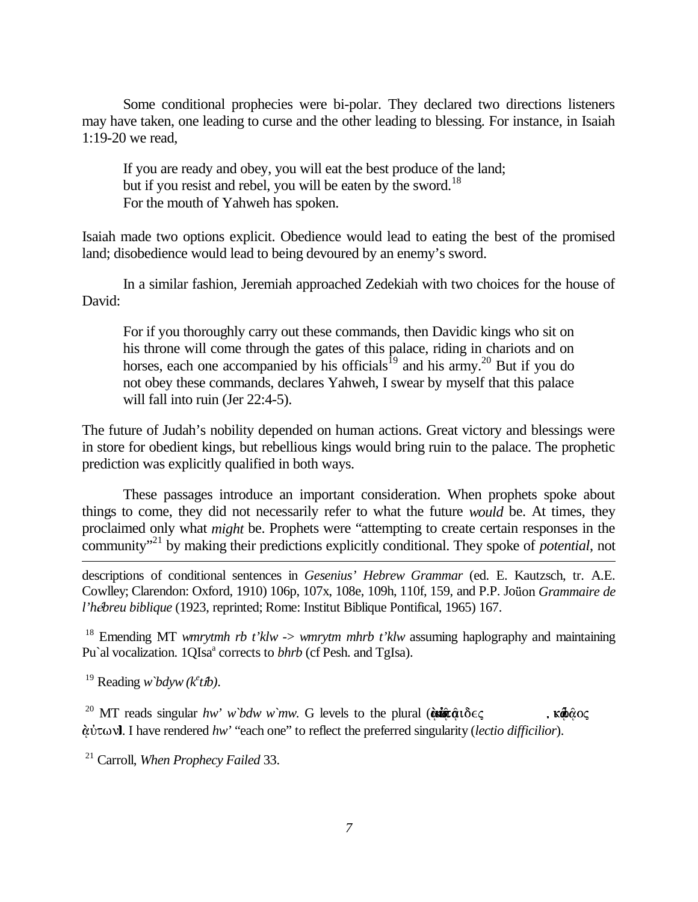Some conditional prophecies were bi-polar. They declared two directions listeners may have taken, one leading to curse and the other leading to blessing. For instance, in Isaiah 1:19-20 we read,

> If you are ready and obey, you will eat the best produce of the land;
> but if you resist and rebel, you will be eaten by the sword.[18]
> For the mouth of Yahweh has spoken.

Isaiah made two options explicit. Obedience would lead to eating the best of the promised land; disobedience would lead to being devoured by an enemy's sword.

In a similar fashion, Jeremiah approached Zedekiah with two choices for the house of David:

> For if you thoroughly carry out these commands, then Davidic kings who sit on his throne will come through the gates of this palace, riding in chariots and on horses, each one accompanied by his officials[19] and his army.[20] But if you do not obey these commands, declares Yahweh, I swear by myself that this palace will fall into ruin (Jer 22:4-5).

The future of Judah's nobility depended on human actions. Great victory and blessings were in store for obedient kings, but rebellious kings would bring ruin to the palace. The prophetic prediction was explicitly qualified in both ways.

These passages introduce an important consideration. When prophets spoke about things to come, they did not necessarily refer to what the future *would* be. At times, they proclaimed only what *might* be. Prophets were "attempting to create certain responses in the community"[21] by making their predictions explicitly conditional. They spoke of *potential*, not

---

descriptions of conditional sentences in *Gesenius' Hebrew Grammar* (ed. E. Kautzsch, tr. A.E. Cowley; Clarendon: Oxford, 1910) 106p, 107x, 108e, 109h, 110f, 159, and P.P. Joüon *Grammaire de l'hébreu biblique* (1923, reprinted; Rome: Institut Biblique Pontifical, 1965) 167.

[18] Emending MT *wmrytmh rb t'klw* -> *wmrytm mhrb t'klw* assuming haplography and maintaining Pu`al vocalization. 1QIsa[a] corrects to *bhrb* (cf Pesh. and TgIsa).

[19] Reading *w`bdyw (k[e]tîb)*.

[20] MT reads singular *hw' w`bdw w`mw*. G levels to the plural (αὐτοὶ καὶ οἱ παῖδες αὐτῶν καὶ ὁ λαὸς αὐτῶν). I have rendered *hw'* "each one" to reflect the preferred singularity (*lectio difficilior*).

[21] Carroll, *When Prophecy Failed* 33.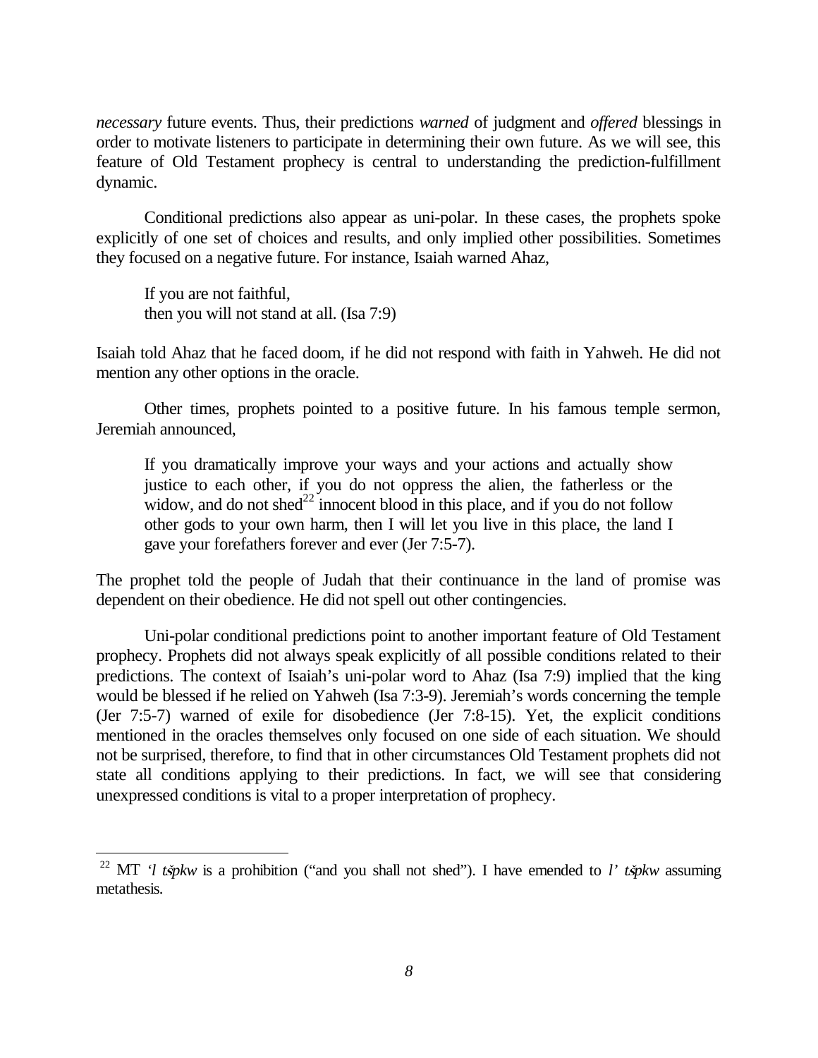*necessary* future events. Thus, their predictions *warned* of judgment and *offered* blessings in order to motivate listeners to participate in determining their own future. As we will see, this feature of Old Testament prophecy is central to understanding the prediction-fulfillment dynamic.

Conditional predictions also appear as uni-polar. In these cases, the prophets spoke explicitly of one set of choices and results, and only implied other possibilities. Sometimes they focused on a negative future. For instance, Isaiah warned Ahaz,

> If you are not faithful,
> then you will not stand at all. (Isa 7:9)

Isaiah told Ahaz that he faced doom, if he did not respond with faith in Yahweh. He did not mention any other options in the oracle.

Other times, prophets pointed to a positive future. In his famous temple sermon, Jeremiah announced,

> If you dramatically improve your ways and your actions and actually show justice to each other, if you do not oppress the alien, the fatherless or the widow, and do not shed[22] innocent blood in this place, and if you do not follow other gods to your own harm, then I will let you live in this place, the land I gave your forefathers forever and ever (Jer 7:5-7).

The prophet told the people of Judah that their continuance in the land of promise was dependent on their obedience. He did not spell out other contingencies.

Uni-polar conditional predictions point to another important feature of Old Testament prophecy. Prophets did not always speak explicitly of all possible conditions related to their predictions. The context of Isaiah's uni-polar word to Ahaz (Isa 7:9) implied that the king would be blessed if he relied on Yahweh (Isa 7:3-9). Jeremiah's words concerning the temple (Jer 7:5-7) warned of exile for disobedience (Jer 7:8-15). Yet, the explicit conditions mentioned in the oracles themselves only focused on one side of each situation. We should not be surprised, therefore, to find that in other circumstances Old Testament prophets did not state all conditions applying to their predictions. In fact, we will see that considering unexpressed conditions is vital to a proper interpretation of prophecy.

---

[22] MT *'l tšpkw* is a prohibition ("and you shall not shed"). I have emended to *l' tšpkw* assuming metathesis.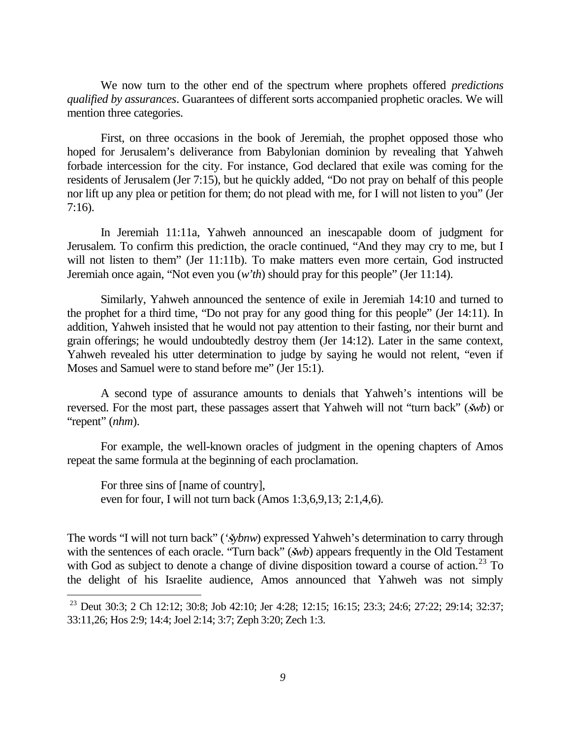We now turn to the other end of the spectrum where prophets offered *predictions qualified by assurances*. Guarantees of different sorts accompanied prophetic oracles. We will mention three categories.

First, on three occasions in the book of Jeremiah, the prophet opposed those who hoped for Jerusalem's deliverance from Babylonian dominion by revealing that Yahweh forbade intercession for the city. For instance, God declared that exile was coming for the residents of Jerusalem (Jer 7:15), but he quickly added, "Do not pray on behalf of this people nor lift up any plea or petition for them; do not plead with me, for I will not listen to you" (Jer 7:16).

In Jeremiah 11:11a, Yahweh announced an inescapable doom of judgment for Jerusalem. To confirm this prediction, the oracle continued, "And they may cry to me, but I will not listen to them" (Jer 11:11b). To make matters even more certain, God instructed Jeremiah once again, "Not even you (*w'th*) should pray for this people" (Jer 11:14).

Similarly, Yahweh announced the sentence of exile in Jeremiah 14:10 and turned to the prophet for a third time, "Do not pray for any good thing for this people" (Jer 14:11). In addition, Yahweh insisted that he would not pay attention to their fasting, nor their burnt and grain offerings; he would undoubtedly destroy them (Jer 14:12). Later in the same context, Yahweh revealed his utter determination to judge by saying he would not relent, "even if Moses and Samuel were to stand before me" (Jer 15:1).

A second type of assurance amounts to denials that Yahweh's intentions will be reversed. For the most part, these passages assert that Yahweh will not "turn back" (*šwb*) or "repent" (*nhm*).

For example, the well-known oracles of judgment in the opening chapters of Amos repeat the same formula at the beginning of each proclamation.

> For three sins of [name of country],
> even for four, I will not turn back (Amos 1:3,6,9,13; 2:1,4,6).

The words "I will not turn back" (*'šybnw*) expressed Yahweh's determination to carry through with the sentences of each oracle. "Turn back" (*šwb*) appears frequently in the Old Testament with God as subject to denote a change of divine disposition toward a course of action.[23] To the delight of his Israelite audience, Amos announced that Yahweh was not simply

[23] Deut 30:3; 2 Ch 12:12; 30:8; Job 42:10; Jer 4:28; 12:15; 16:15; 23:3; 24:6; 27:22; 29:14; 32:37; 33:11,26; Hos 2:9; 14:4; Joel 2:14; 3:7; Zeph 3:20; Zech 1:3.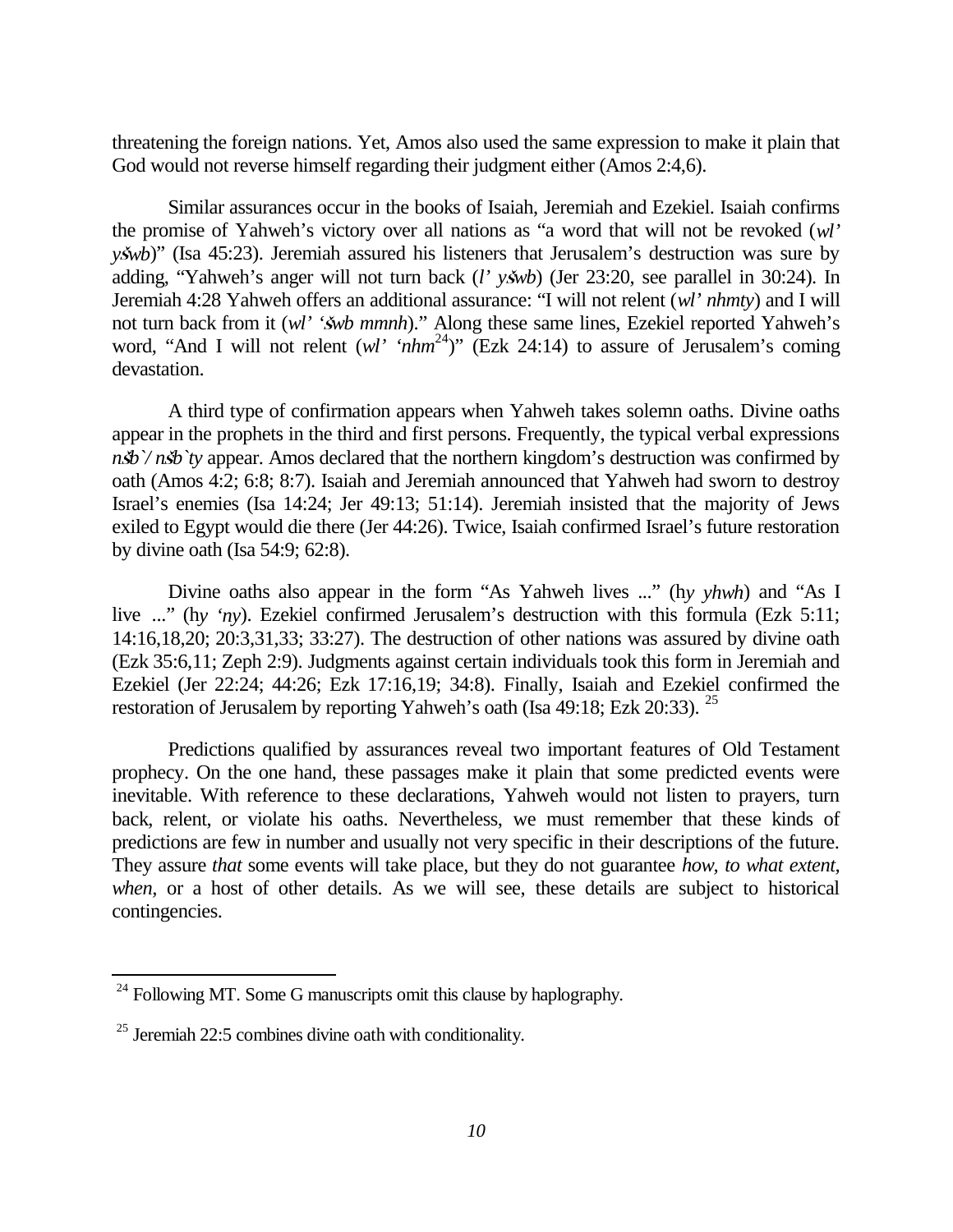threatening the foreign nations. Yet, Amos also used the same expression to make it plain that God would not reverse himself regarding their judgment either (Amos 2:4,6).

Similar assurances occur in the books of Isaiah, Jeremiah and Ezekiel. Isaiah confirms the promise of Yahweh's victory over all nations as "a word that will not be revoked (*wl' yšwb*)" (Isa 45:23). Jeremiah assured his listeners that Jerusalem's destruction was sure by adding, "Yahweh's anger will not turn back (*l' yšwb*) (Jer 23:20, see parallel in 30:24). In Jeremiah 4:28 Yahweh offers an additional assurance: "I will not relent (*wl' nhmty*) and I will not turn back from it (*wl' 'šwb mmnh*)." Along these same lines, Ezekiel reported Yahweh's word, "And I will not relent (*wl' 'nhm*[24])" (Ezk 24:14) to assure of Jerusalem's coming devastation.

A third type of confirmation appears when Yahweh takes solemn oaths. Divine oaths appear in the prophets in the third and first persons. Frequently, the typical verbal expressions *nšb`/ nšb`ty* appear. Amos declared that the northern kingdom's destruction was confirmed by oath (Amos 4:2; 6:8; 8:7). Isaiah and Jeremiah announced that Yahweh had sworn to destroy Israel's enemies (Isa 14:24; Jer 49:13; 51:14). Jeremiah insisted that the majority of Jews exiled to Egypt would die there (Jer 44:26). Twice, Isaiah confirmed Israel's future restoration by divine oath (Isa 54:9; 62:8).

Divine oaths also appear in the form "As Yahweh lives ..." (h*y yhwh*) and "As I live ..." (h*y 'ny*). Ezekiel confirmed Jerusalem's destruction with this formula (Ezk 5:11; 14:16,18,20; 20:3,31,33; 33:27). The destruction of other nations was assured by divine oath (Ezk 35:6,11; Zeph 2:9). Judgments against certain individuals took this form in Jeremiah and Ezekiel (Jer 22:24; 44:26; Ezk 17:16,19; 34:8). Finally, Isaiah and Ezekiel confirmed the restoration of Jerusalem by reporting Yahweh's oath (Isa 49:18; Ezk 20:33).[25]

Predictions qualified by assurances reveal two important features of Old Testament prophecy. On the one hand, these passages make it plain that some predicted events were inevitable. With reference to these declarations, Yahweh would not listen to prayers, turn back, relent, or violate his oaths. Nevertheless, we must remember that these kinds of predictions are few in number and usually not very specific in their descriptions of the future. They assure *that* some events will take place, but they do not guarantee *how, to what extent, when*, or a host of other details. As we will see, these details are subject to historical contingencies.

---

[24] Following MT. Some G manuscripts omit this clause by haplography.

[25] Jeremiah 22:5 combines divine oath with conditionality.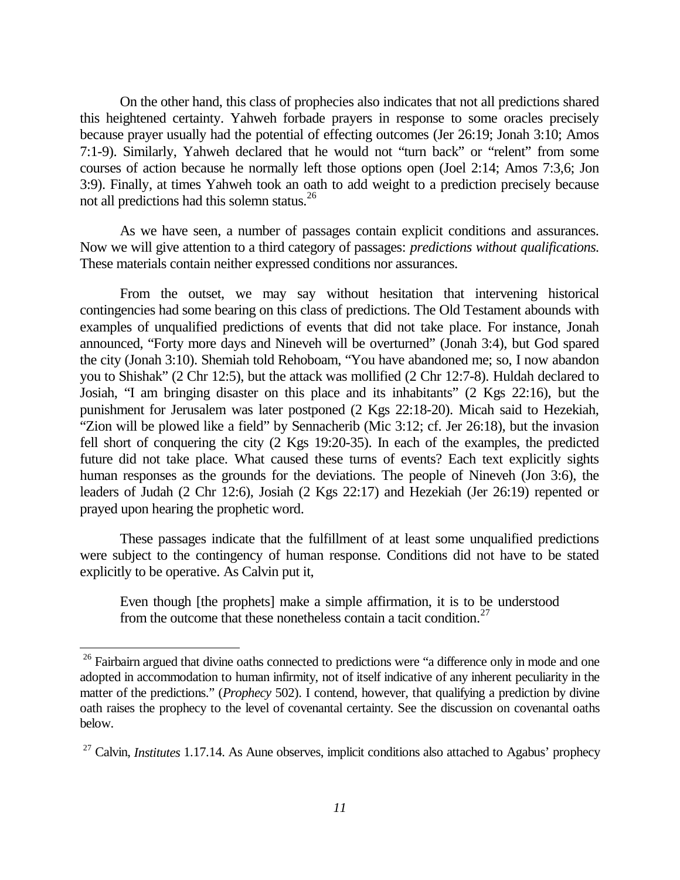On the other hand, this class of prophecies also indicates that not all predictions shared this heightened certainty. Yahweh forbade prayers in response to some oracles precisely because prayer usually had the potential of effecting outcomes (Jer 26:19; Jonah 3:10; Amos 7:1-9). Similarly, Yahweh declared that he would not "turn back" or "relent" from some courses of action because he normally left those options open (Joel 2:14; Amos 7:3,6; Jon 3:9). Finally, at times Yahweh took an oath to add weight to a prediction precisely because not all predictions had this solemn status.[26]

As we have seen, a number of passages contain explicit conditions and assurances. Now we will give attention to a third category of passages: *predictions without qualifications.* These materials contain neither expressed conditions nor assurances.

From the outset, we may say without hesitation that intervening historical contingencies had some bearing on this class of predictions. The Old Testament abounds with examples of unqualified predictions of events that did not take place. For instance, Jonah announced, "Forty more days and Nineveh will be overturned" (Jonah 3:4), but God spared the city (Jonah 3:10). Shemiah told Rehoboam, "You have abandoned me; so, I now abandon you to Shishak" (2 Chr 12:5), but the attack was mollified (2 Chr 12:7-8). Huldah declared to Josiah, "I am bringing disaster on this place and its inhabitants" (2 Kgs 22:16), but the punishment for Jerusalem was later postponed (2 Kgs 22:18-20). Micah said to Hezekiah, "Zion will be plowed like a field" by Sennacherib (Mic 3:12; cf. Jer 26:18), but the invasion fell short of conquering the city (2 Kgs 19:20-35). In each of the examples, the predicted future did not take place. What caused these turns of events? Each text explicitly sights human responses as the grounds for the deviations. The people of Nineveh (Jon 3:6), the leaders of Judah (2 Chr 12:6), Josiah (2 Kgs 22:17) and Hezekiah (Jer 26:19) repented or prayed upon hearing the prophetic word.

These passages indicate that the fulfillment of at least some unqualified predictions were subject to the contingency of human response. Conditions did not have to be stated explicitly to be operative. As Calvin put it,

> Even though [the prophets] make a simple affirmation, it is to be understood from the outcome that these nonetheless contain a tacit condition.[27]

---

[26] Fairbairn argued that divine oaths connected to predictions were "a difference only in mode and one adopted in accommodation to human infirmity, not of itself indicative of any inherent peculiarity in the matter of the predictions." (*Prophecy* 502). I contend, however, that qualifying a prediction by divine oath raises the prophecy to the level of covenantal certainty. See the discussion on covenantal oaths below.

[27] Calvin, *Institutes* 1.17.14. As Aune observes, implicit conditions also attached to Agabus' prophecy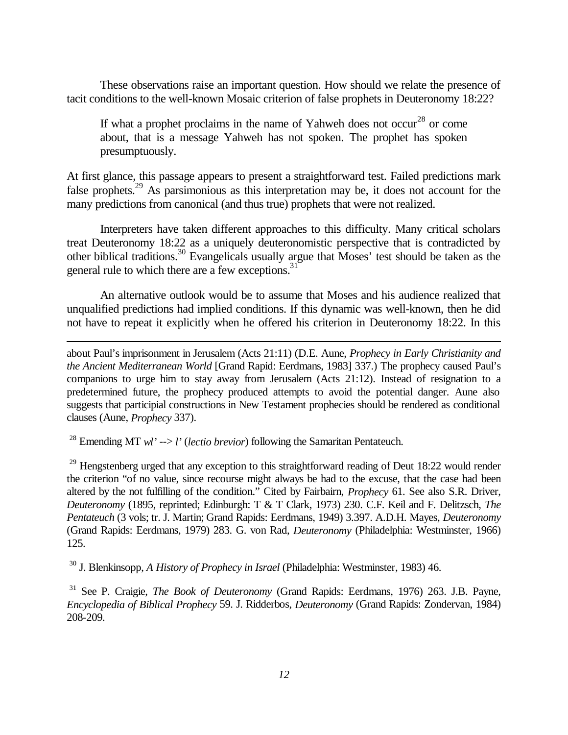These observations raise an important question. How should we relate the presence of tacit conditions to the well-known Mosaic criterion of false prophets in Deuteronomy 18:22?

> If what a prophet proclaims in the name of Yahweh does not occur[28] or come about, that is a message Yahweh has not spoken. The prophet has spoken presumptuously.

At first glance, this passage appears to present a straightforward test. Failed predictions mark false prophets.[29] As parsimonious as this interpretation may be, it does not account for the many predictions from canonical (and thus true) prophets that were not realized.

Interpreters have taken different approaches to this difficulty. Many critical scholars treat Deuteronomy 18:22 as a uniquely deuteronomistic perspective that is contradicted by other biblical traditions.[30] Evangelicals usually argue that Moses' test should be taken as the general rule to which there are a few exceptions.[31]

An alternative outlook would be to assume that Moses and his audience realized that unqualified predictions had implied conditions. If this dynamic was well-known, then he did not have to repeat it explicitly when he offered his criterion in Deuteronomy 18:22. In this

---

about Paul's imprisonment in Jerusalem (Acts 21:11) (D.E. Aune, *Prophecy in Early Christianity and the Ancient Mediterranean World* [Grand Rapid: Eerdmans, 1983] 337.) The prophecy caused Paul's companions to urge him to stay away from Jerusalem (Acts 21:12). Instead of resignation to a predetermined future, the prophecy produced attempts to avoid the potential danger. Aune also suggests that participial constructions in New Testament prophecies should be rendered as conditional clauses (Aune, *Prophecy* 337).

[28] Emending MT *wl'* --> *l'* (*lectio brevior*) following the Samaritan Pentateuch.

[29] Hengstenberg urged that any exception to this straightforward reading of Deut 18:22 would render the criterion "of no value, since recourse might always be had to the excuse, that the case had been altered by the not fulfilling of the condition." Cited by Fairbairn, *Prophecy* 61. See also S.R. Driver, *Deuteronomy* (1895, reprinted; Edinburgh: T & T Clark, 1973) 230. C.F. Keil and F. Delitzsch, *The Pentateuch* (3 vols; tr. J. Martin; Grand Rapids: Eerdmans, 1949) 3.397. A.D.H. Mayes, *Deuteronomy* (Grand Rapids: Eerdmans, 1979) 283. G. von Rad, *Deuteronomy* (Philadelphia: Westminster, 1966) 125.

[30] J. Blenkinsopp, *A History of Prophecy in Israel* (Philadelphia: Westminster, 1983) 46.

[31] See P. Craigie, *The Book of Deuteronomy* (Grand Rapids: Eerdmans, 1976) 263. J.B. Payne, *Encyclopedia of Biblical Prophecy* 59. J. Ridderbos, *Deuteronomy* (Grand Rapids: Zondervan, 1984) 208-209.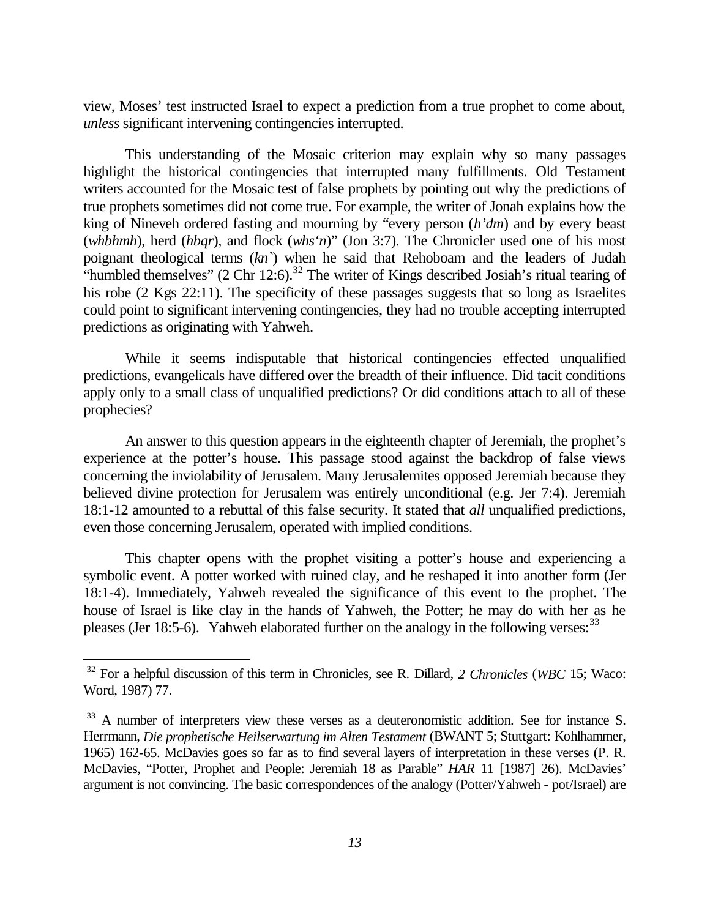view, Moses' test instructed Israel to expect a prediction from a true prophet to come about, *unless* significant intervening contingencies interrupted.

This understanding of the Mosaic criterion may explain why so many passages highlight the historical contingencies that interrupted many fulfillments. Old Testament writers accounted for the Mosaic test of false prophets by pointing out why the predictions of true prophets sometimes did not come true. For example, the writer of Jonah explains how the king of Nineveh ordered fasting and mourning by "every person (*h'dm*) and by every beast (*whbhmh*), herd (*hbqr*), and flock (*whs'n*)" (Jon 3:7). The Chronicler used one of his most poignant theological terms (*kn`*) when he said that Rehoboam and the leaders of Judah "humbled themselves" (2 Chr 12:6).[32] The writer of Kings described Josiah's ritual tearing of his robe (2 Kgs 22:11). The specificity of these passages suggests that so long as Israelites could point to significant intervening contingencies, they had no trouble accepting interrupted predictions as originating with Yahweh.

While it seems indisputable that historical contingencies effected unqualified predictions, evangelicals have differed over the breadth of their influence. Did tacit conditions apply only to a small class of unqualified predictions? Or did conditions attach to all of these prophecies?

An answer to this question appears in the eighteenth chapter of Jeremiah, the prophet's experience at the potter's house. This passage stood against the backdrop of false views concerning the inviolability of Jerusalem. Many Jerusalemites opposed Jeremiah because they believed divine protection for Jerusalem was entirely unconditional (e.g. Jer 7:4). Jeremiah 18:1-12 amounted to a rebuttal of this false security. It stated that *all* unqualified predictions, even those concerning Jerusalem, operated with implied conditions.

This chapter opens with the prophet visiting a potter's house and experiencing a symbolic event. A potter worked with ruined clay, and he reshaped it into another form (Jer 18:1-4). Immediately, Yahweh revealed the significance of this event to the prophet. The house of Israel is like clay in the hands of Yahweh, the Potter; he may do with her as he pleases (Jer 18:5-6). Yahweh elaborated further on the analogy in the following verses:[33]

---

[32] For a helpful discussion of this term in Chronicles, see R. Dillard, *2 Chronicles* (*WBC* 15; Waco: Word, 1987) 77.

[33] A number of interpreters view these verses as a deuteronomistic addition. See for instance S. Herrmann, *Die prophetische Heilserwartung im Alten Testament* (BWANT 5; Stuttgart: Kohlhammer, 1965) 162-65. McDavies goes so far as to find several layers of interpretation in these verses (P. R. McDavies, "Potter, Prophet and People: Jeremiah 18 as Parable" *HAR* 11 [1987] 26). McDavies' argument is not convincing. The basic correspondences of the analogy (Potter/Yahweh - pot/Israel) are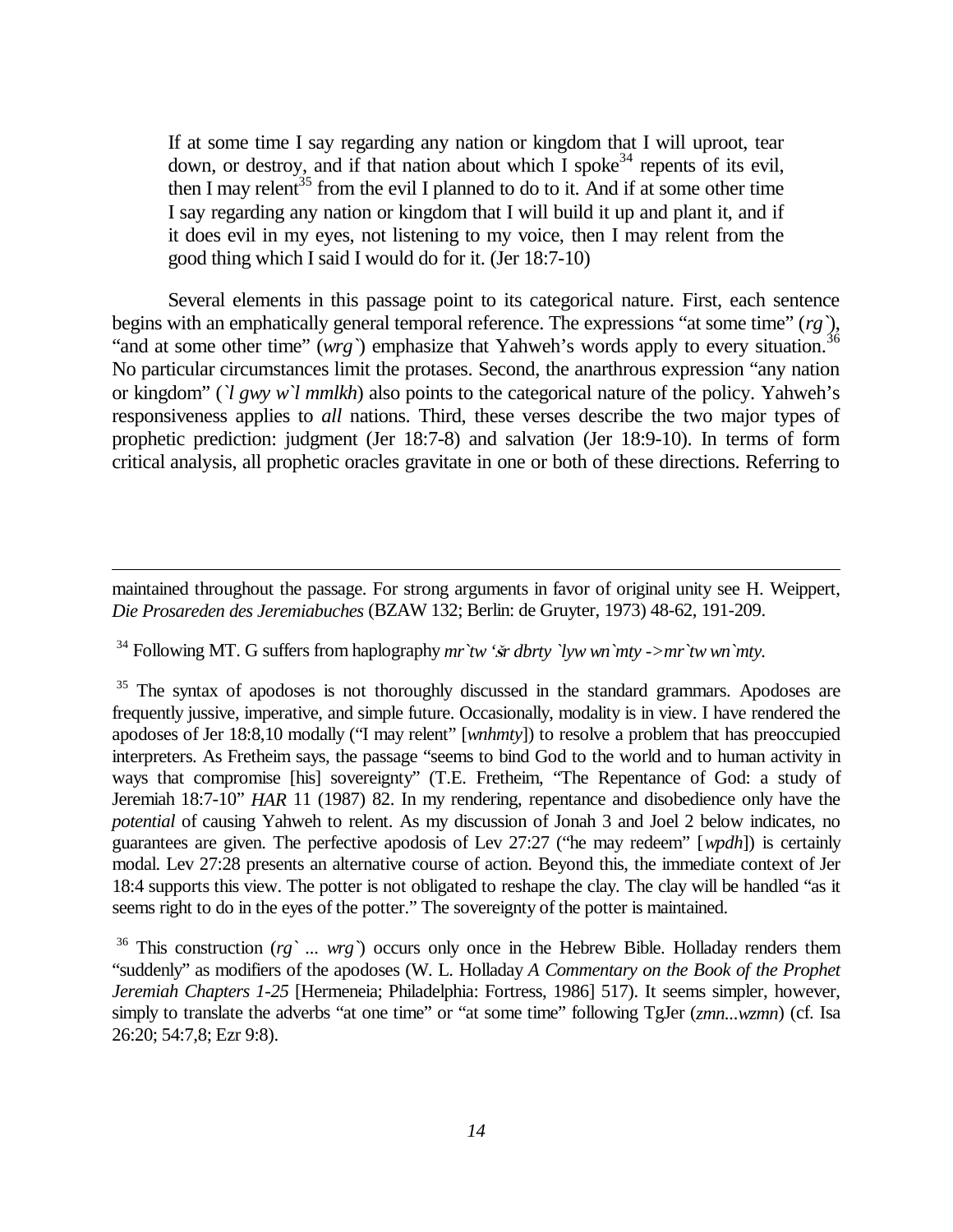> If at some time I say regarding any nation or kingdom that I will uproot, tear down, or destroy, and if that nation about which I spoke[34] repents of its evil, then I may relent[35] from the evil I planned to do to it. And if at some other time I say regarding any nation or kingdom that I will build it up and plant it, and if it does evil in my eyes, not listening to my voice, then I may relent from the good thing which I said I would do for it. (Jer 18:7-10)

Several elements in this passage point to its categorical nature. First, each sentence begins with an emphatically general temporal reference. The expressions "at some time" (*rg`*), "and at some other time" (*wrg`*) emphasize that Yahweh's words apply to every situation.[36] No particular circumstances limit the protases. Second, the anarthrous expression "any nation or kingdom" (*`l gwy w`l mmlkh*) also points to the categorical nature of the policy. Yahweh's responsiveness applies to *all* nations. Third, these verses describe the two major types of prophetic prediction: judgment (Jer 18:7-8) and salvation (Jer 18:9-10). In terms of form critical analysis, all prophetic oracles gravitate in one or both of these directions. Referring to

---

maintained throughout the passage. For strong arguments in favor of original unity see H. Weippert, *Die Prosareden des Jeremiabuches* (BZAW 132; Berlin: de Gruyter, 1973) 48-62, 191-209.

[34] Following MT. G suffers from haplography *mr`tw 'šr dbrty `lyw wn`mty ->mr`tw wn`mty*.

[35] The syntax of apodoses is not thoroughly discussed in the standard grammars. Apodoses are frequently jussive, imperative, and simple future. Occasionally, modality is in view. I have rendered the apodoses of Jer 18:8,10 modally ("I may relent" [*wnhmty*]) to resolve a problem that has preoccupied interpreters. As Fretheim says, the passage "seems to bind God to the world and to human activity in ways that compromise [his] sovereignty" (T.E. Fretheim, "The Repentance of God: a study of Jeremiah 18:7-10" *HAR* 11 (1987) 82. In my rendering, repentance and disobedience only have the *potential* of causing Yahweh to relent. As my discussion of Jonah 3 and Joel 2 below indicates, no guarantees are given. The perfective apodosis of Lev 27:27 ("he may redeem" [*wpdh*]) is certainly modal. Lev 27:28 presents an alternative course of action. Beyond this, the immediate context of Jer 18:4 supports this view. The potter is not obligated to reshape the clay. The clay will be handled "as it seems right to do in the eyes of the potter." The sovereignty of the potter is maintained.

[36] This construction (*rg` ... wrg`*) occurs only once in the Hebrew Bible. Holladay renders them "suddenly" as modifiers of the apodoses (W. L. Holladay *A Commentary on the Book of the Prophet Jeremiah Chapters 1-25* [Hermeneia; Philadelphia: Fortress, 1986] 517). It seems simpler, however, simply to translate the adverbs "at one time" or "at some time" following TgJer (*zmn...wzmn*) (cf. Isa 26:20; 54:7,8; Ezr 9:8).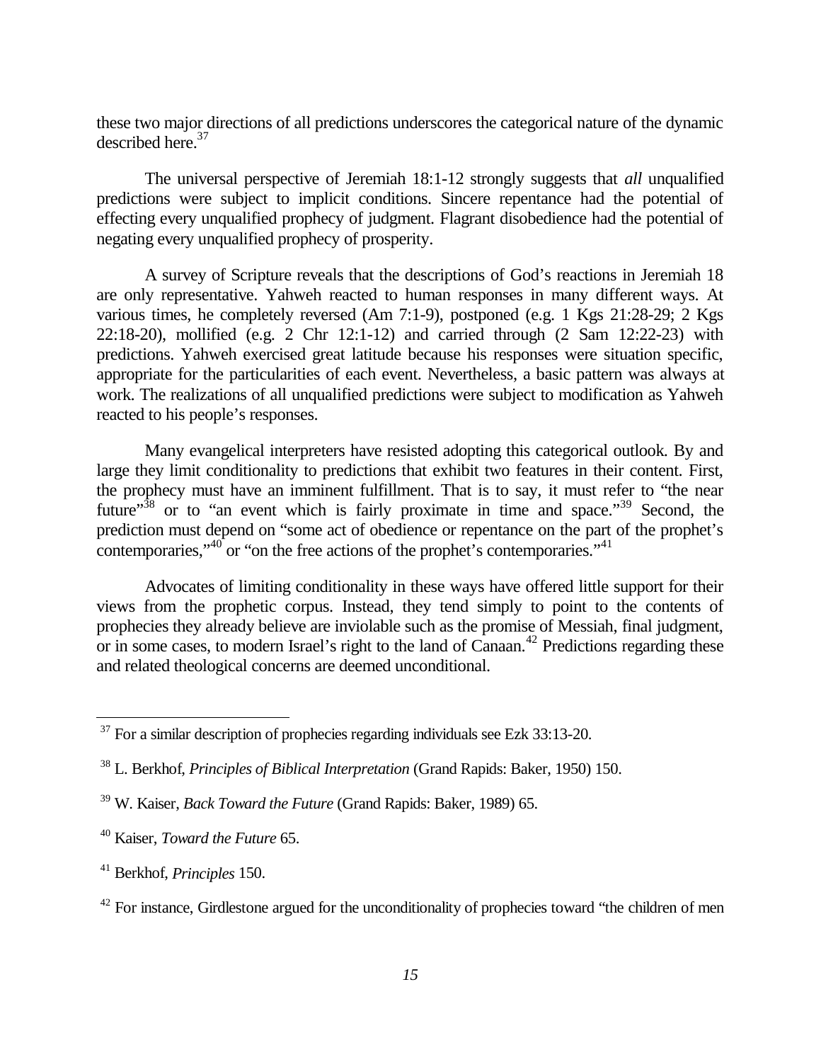these two major directions of all predictions underscores the categorical nature of the dynamic described here.[37]

The universal perspective of Jeremiah 18:1-12 strongly suggests that *all* unqualified predictions were subject to implicit conditions. Sincere repentance had the potential of effecting every unqualified prophecy of judgment. Flagrant disobedience had the potential of negating every unqualified prophecy of prosperity.

A survey of Scripture reveals that the descriptions of God's reactions in Jeremiah 18 are only representative. Yahweh reacted to human responses in many different ways. At various times, he completely reversed (Am 7:1-9), postponed (e.g. 1 Kgs 21:28-29; 2 Kgs 22:18-20), mollified (e.g. 2 Chr 12:1-12) and carried through (2 Sam 12:22-23) with predictions. Yahweh exercised great latitude because his responses were situation specific, appropriate for the particularities of each event. Nevertheless, a basic pattern was always at work. The realizations of all unqualified predictions were subject to modification as Yahweh reacted to his people's responses.

Many evangelical interpreters have resisted adopting this categorical outlook. By and large they limit conditionality to predictions that exhibit two features in their content. First, the prophecy must have an imminent fulfillment. That is to say, it must refer to "the near future"[38] or to "an event which is fairly proximate in time and space."[39] Second, the prediction must depend on "some act of obedience or repentance on the part of the prophet's contemporaries,"[40] or "on the free actions of the prophet's contemporaries."[41]

Advocates of limiting conditionality in these ways have offered little support for their views from the prophetic corpus. Instead, they tend simply to point to the contents of prophecies they already believe are inviolable such as the promise of Messiah, final judgment, or in some cases, to modern Israel's right to the land of Canaan.[42] Predictions regarding these and related theological concerns are deemed unconditional.

---

[37] For a similar description of prophecies regarding individuals see Ezk 33:13-20.

[38] L. Berkhof, *Principles of Biblical Interpretation* (Grand Rapids: Baker, 1950) 150.

[39] W. Kaiser, *Back Toward the Future* (Grand Rapids: Baker, 1989) 65.

[40] Kaiser, *Toward the Future* 65.

[41] Berkhof, *Principles* 150.

[42] For instance, Girdlestone argued for the unconditionality of prophecies toward "the children of men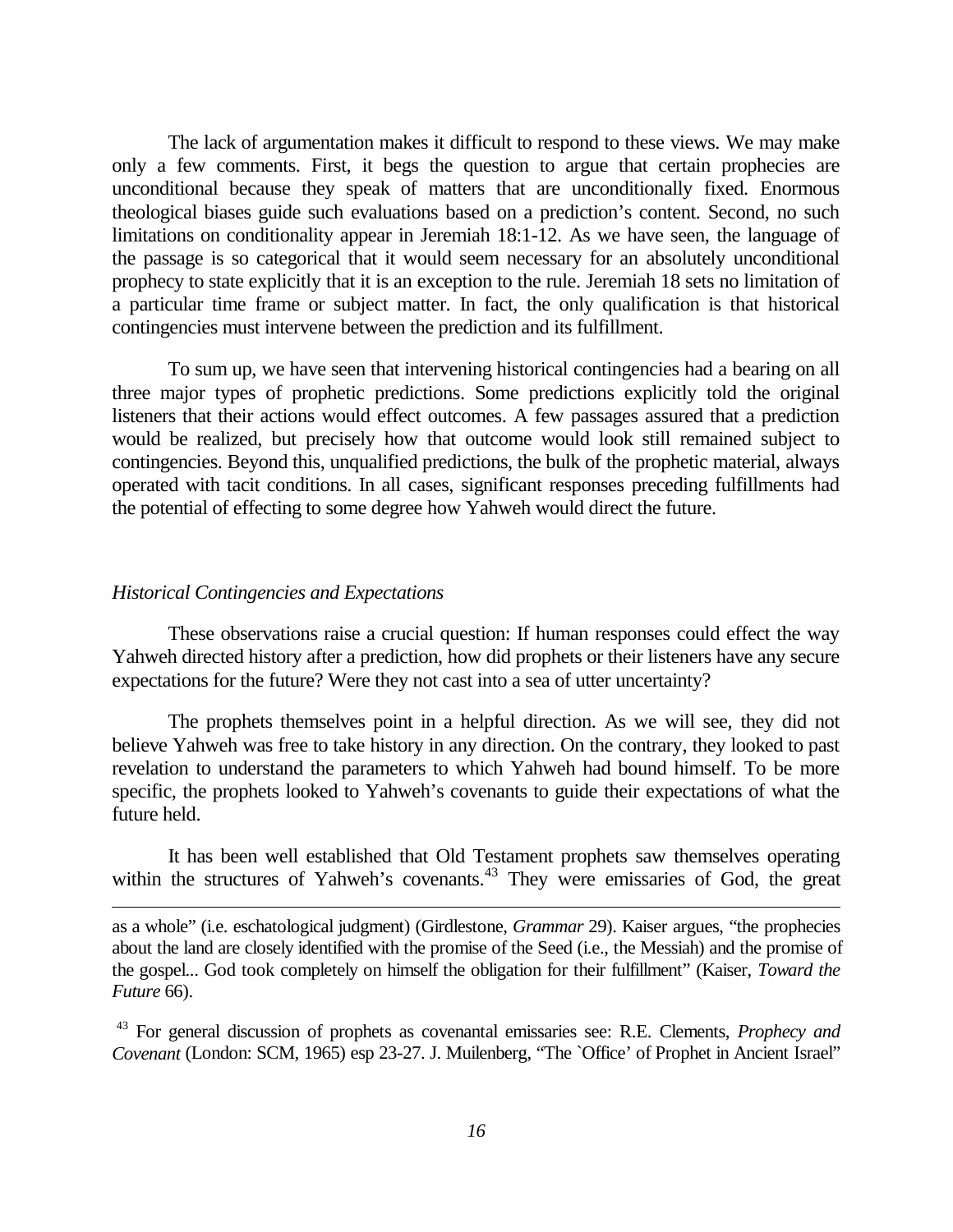The lack of argumentation makes it difficult to respond to these views. We may make only a few comments. First, it begs the question to argue that certain prophecies are unconditional because they speak of matters that are unconditionally fixed. Enormous theological biases guide such evaluations based on a prediction's content. Second, no such limitations on conditionality appear in Jeremiah 18:1-12. As we have seen, the language of the passage is so categorical that it would seem necessary for an absolutely unconditional prophecy to state explicitly that it is an exception to the rule. Jeremiah 18 sets no limitation of a particular time frame or subject matter. In fact, the only qualification is that historical contingencies must intervene between the prediction and its fulfillment.

To sum up, we have seen that intervening historical contingencies had a bearing on all three major types of prophetic predictions. Some predictions explicitly told the original listeners that their actions would effect outcomes. A few passages assured that a prediction would be realized, but precisely how that outcome would look still remained subject to contingencies. Beyond this, unqualified predictions, the bulk of the prophetic material, always operated with tacit conditions. In all cases, significant responses preceding fulfillments had the potential of effecting to some degree how Yahweh would direct the future.

### *Historical Contingencies and Expectations*

These observations raise a crucial question: If human responses could effect the way Yahweh directed history after a prediction, how did prophets or their listeners have any secure expectations for the future? Were they not cast into a sea of utter uncertainty?

The prophets themselves point in a helpful direction. As we will see, they did not believe Yahweh was free to take history in any direction. On the contrary, they looked to past revelation to understand the parameters to which Yahweh had bound himself. To be more specific, the prophets looked to Yahweh's covenants to guide their expectations of what the future held.

It has been well established that Old Testament prophets saw themselves operating within the structures of Yahweh's covenants.[43] They were emissaries of God, the great

---

as a whole" (i.e. eschatological judgment) (Girdlestone, *Grammar* 29). Kaiser argues, "the prophecies about the land are closely identified with the promise of the Seed (i.e., the Messiah) and the promise of the gospel... God took completely on himself the obligation for their fulfillment" (Kaiser, *Toward the Future* 66).

[43] For general discussion of prophets as covenantal emissaries see: R.E. Clements, *Prophecy and Covenant* (London: SCM, 1965) esp 23-27. J. Muilenberg, "The `Office' of Prophet in Ancient Israel"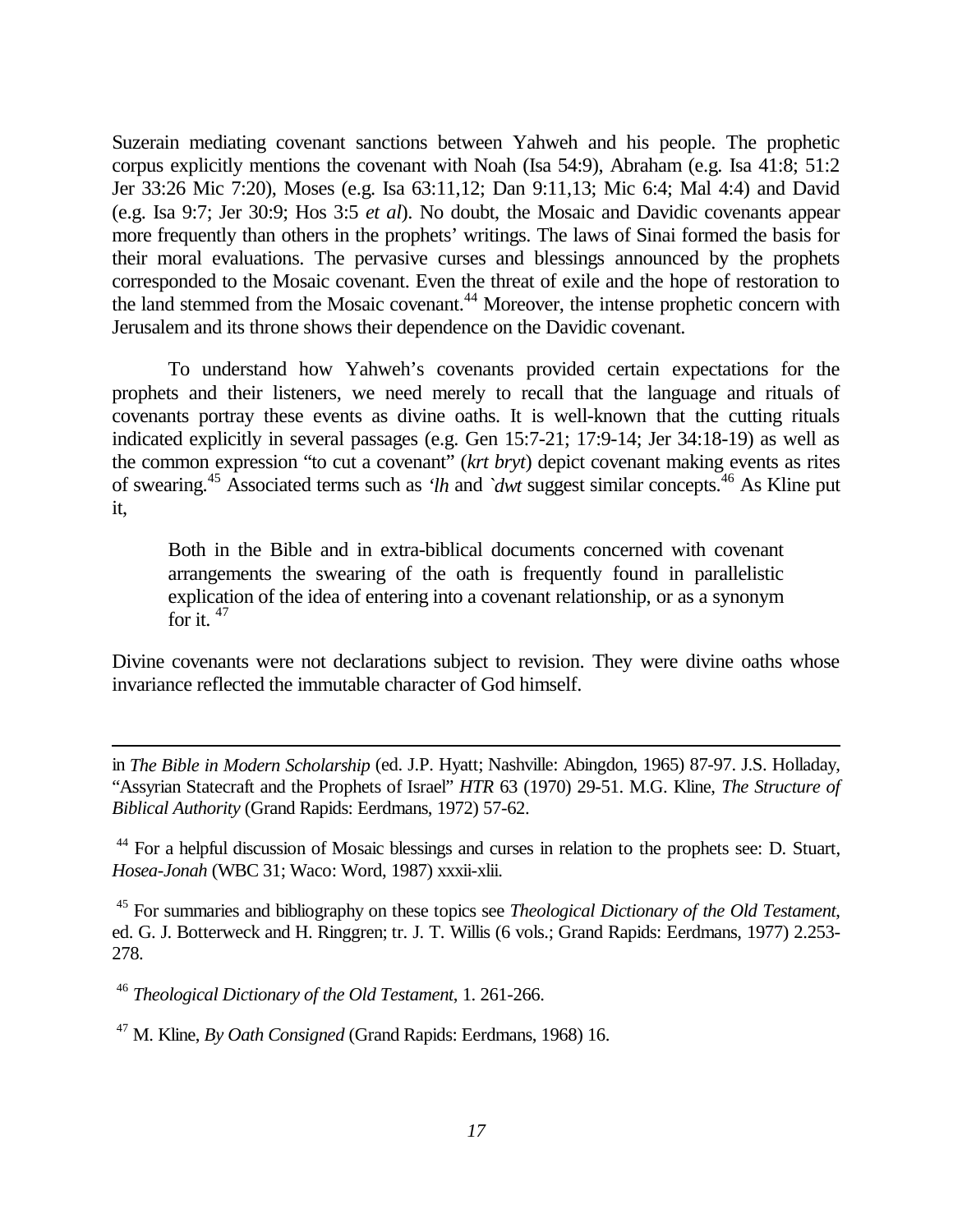Suzerain mediating covenant sanctions between Yahweh and his people. The prophetic corpus explicitly mentions the covenant with Noah (Isa 54:9), Abraham (e.g. Isa 41:8; 51:2 Jer 33:26 Mic 7:20), Moses (e.g. Isa 63:11,12; Dan 9:11,13; Mic 6:4; Mal 4:4) and David (e.g. Isa 9:7; Jer 30:9; Hos 3:5 *et al*). No doubt, the Mosaic and Davidic covenants appear more frequently than others in the prophets' writings. The laws of Sinai formed the basis for their moral evaluations. The pervasive curses and blessings announced by the prophets corresponded to the Mosaic covenant. Even the threat of exile and the hope of restoration to the land stemmed from the Mosaic covenant.[44] Moreover, the intense prophetic concern with Jerusalem and its throne shows their dependence on the Davidic covenant.

To understand how Yahweh's covenants provided certain expectations for the prophets and their listeners, we need merely to recall that the language and rituals of covenants portray these events as divine oaths. It is well-known that the cutting rituals indicated explicitly in several passages (e.g. Gen 15:7-21; 17:9-14; Jer 34:18-19) as well as the common expression "to cut a covenant" (*krt bryt*) depict covenant making events as rites of swearing.[45] Associated terms such as *'lh* and *`dwt* suggest similar concepts.[46] As Kline put it,

> Both in the Bible and in extra-biblical documents concerned with covenant arrangements the swearing of the oath is frequently found in parallelistic explication of the idea of entering into a covenant relationship, or as a synonym for it. [47]

Divine covenants were not declarations subject to revision. They were divine oaths whose invariance reflected the immutable character of God himself.

---

in *The Bible in Modern Scholarship* (ed. J.P. Hyatt; Nashville: Abingdon, 1965) 87-97. J.S. Holladay, "Assyrian Statecraft and the Prophets of Israel" *HTR* 63 (1970) 29-51. M.G. Kline, *The Structure of Biblical Authority* (Grand Rapids: Eerdmans, 1972) 57-62.

[44] For a helpful discussion of Mosaic blessings and curses in relation to the prophets see: D. Stuart, *Hosea-Jonah* (WBC 31; Waco: Word, 1987) xxxii-xlii.

[45] For summaries and bibliography on these topics see *Theological Dictionary of the Old Testament*, ed. G. J. Botterweck and H. Ringgren; tr. J. T. Willis (6 vols.; Grand Rapids: Eerdmans, 1977) 2.253-278.

[46] *Theological Dictionary of the Old Testament*, 1. 261-266.

[47] M. Kline, *By Oath Consigned* (Grand Rapids: Eerdmans, 1968) 16.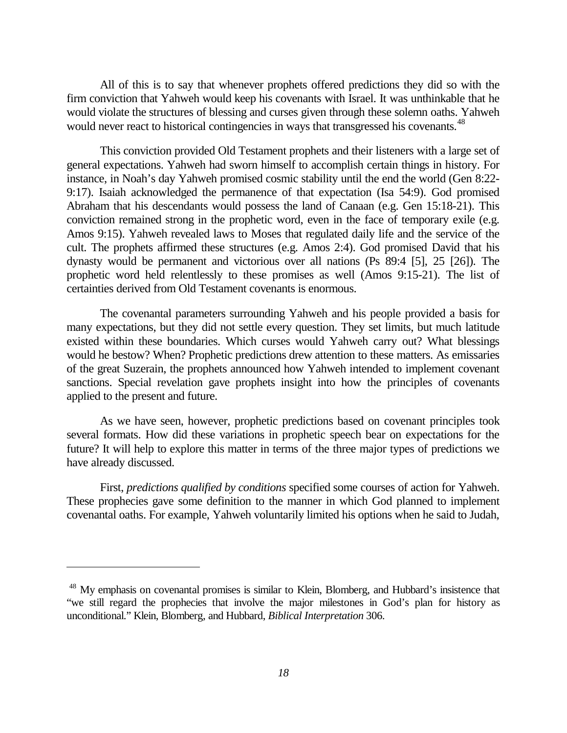All of this is to say that whenever prophets offered predictions they did so with the firm conviction that Yahweh would keep his covenants with Israel. It was unthinkable that he would violate the structures of blessing and curses given through these solemn oaths. Yahweh would never react to historical contingencies in ways that transgressed his covenants.[48]

This conviction provided Old Testament prophets and their listeners with a large set of general expectations. Yahweh had sworn himself to accomplish certain things in history. For instance, in Noah's day Yahweh promised cosmic stability until the end the world (Gen 8:22-9:17). Isaiah acknowledged the permanence of that expectation (Isa 54:9). God promised Abraham that his descendants would possess the land of Canaan (e.g. Gen 15:18-21). This conviction remained strong in the prophetic word, even in the face of temporary exile (e.g. Amos 9:15). Yahweh revealed laws to Moses that regulated daily life and the service of the cult. The prophets affirmed these structures (e.g. Amos 2:4). God promised David that his dynasty would be permanent and victorious over all nations (Ps 89:4 [5], 25 [26]). The prophetic word held relentlessly to these promises as well (Amos 9:15-21). The list of certainties derived from Old Testament covenants is enormous.

The covenantal parameters surrounding Yahweh and his people provided a basis for many expectations, but they did not settle every question. They set limits, but much latitude existed within these boundaries. Which curses would Yahweh carry out? What blessings would he bestow? When? Prophetic predictions drew attention to these matters. As emissaries of the great Suzerain, the prophets announced how Yahweh intended to implement covenant sanctions. Special revelation gave prophets insight into how the principles of covenants applied to the present and future.

As we have seen, however, prophetic predictions based on covenant principles took several formats. How did these variations in prophetic speech bear on expectations for the future? It will help to explore this matter in terms of the three major types of predictions we have already discussed.

First, *predictions qualified by conditions* specified some courses of action for Yahweh. These prophecies gave some definition to the manner in which God planned to implement covenantal oaths. For example, Yahweh voluntarily limited his options when he said to Judah,

---

[48] My emphasis on covenantal promises is similar to Klein, Blomberg, and Hubbard's insistence that "we still regard the prophecies that involve the major milestones in God's plan for history as unconditional." Klein, Blomberg, and Hubbard, *Biblical Interpretation* 306.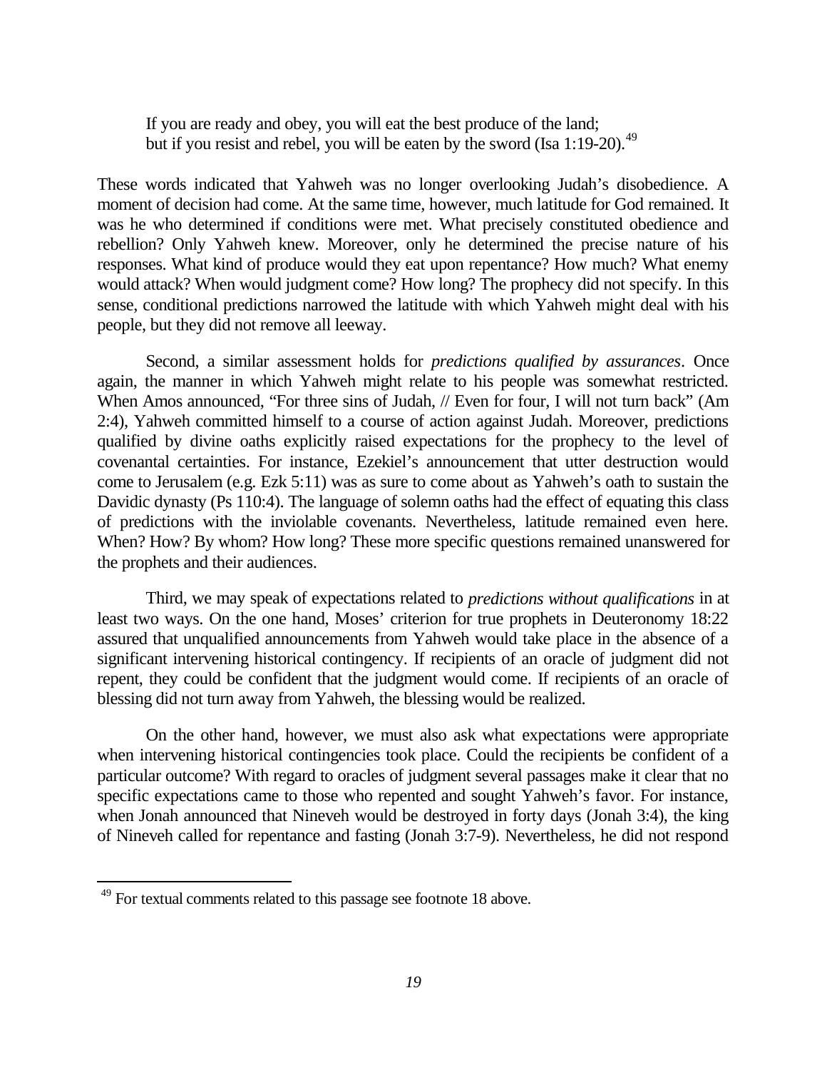> If you are ready and obey, you will eat the best produce of the land;
> but if you resist and rebel, you will be eaten by the sword (Isa 1:19-20).[49]

These words indicated that Yahweh was no longer overlooking Judah's disobedience. A moment of decision had come. At the same time, however, much latitude for God remained. It was he who determined if conditions were met. What precisely constituted obedience and rebellion? Only Yahweh knew. Moreover, only he determined the precise nature of his responses. What kind of produce would they eat upon repentance? How much? What enemy would attack? When would judgment come? How long? The prophecy did not specify. In this sense, conditional predictions narrowed the latitude with which Yahweh might deal with his people, but they did not remove all leeway.

Second, a similar assessment holds for *predictions qualified by assurances*. Once again, the manner in which Yahweh might relate to his people was somewhat restricted. When Amos announced, "For three sins of Judah, // Even for four, I will not turn back" (Am 2:4), Yahweh committed himself to a course of action against Judah. Moreover, predictions qualified by divine oaths explicitly raised expectations for the prophecy to the level of covenantal certainties. For instance, Ezekiel's announcement that utter destruction would come to Jerusalem (e.g. Ezk 5:11) was as sure to come about as Yahweh's oath to sustain the Davidic dynasty (Ps 110:4). The language of solemn oaths had the effect of equating this class of predictions with the inviolable covenants. Nevertheless, latitude remained even here. When? How? By whom? How long? These more specific questions remained unanswered for the prophets and their audiences.

Third, we may speak of expectations related to *predictions without qualifications* in at least two ways. On the one hand, Moses' criterion for true prophets in Deuteronomy 18:22 assured that unqualified announcements from Yahweh would take place in the absence of a significant intervening historical contingency. If recipients of an oracle of judgment did not repent, they could be confident that the judgment would come. If recipients of an oracle of blessing did not turn away from Yahweh, the blessing would be realized.

On the other hand, however, we must also ask what expectations were appropriate when intervening historical contingencies took place. Could the recipients be confident of a particular outcome? With regard to oracles of judgment several passages make it clear that no specific expectations came to those who repented and sought Yahweh's favor. For instance, when Jonah announced that Nineveh would be destroyed in forty days (Jonah 3:4), the king of Nineveh called for repentance and fasting (Jonah 3:7-9). Nevertheless, he did not respond

[49] For textual comments related to this passage see footnote 18 above.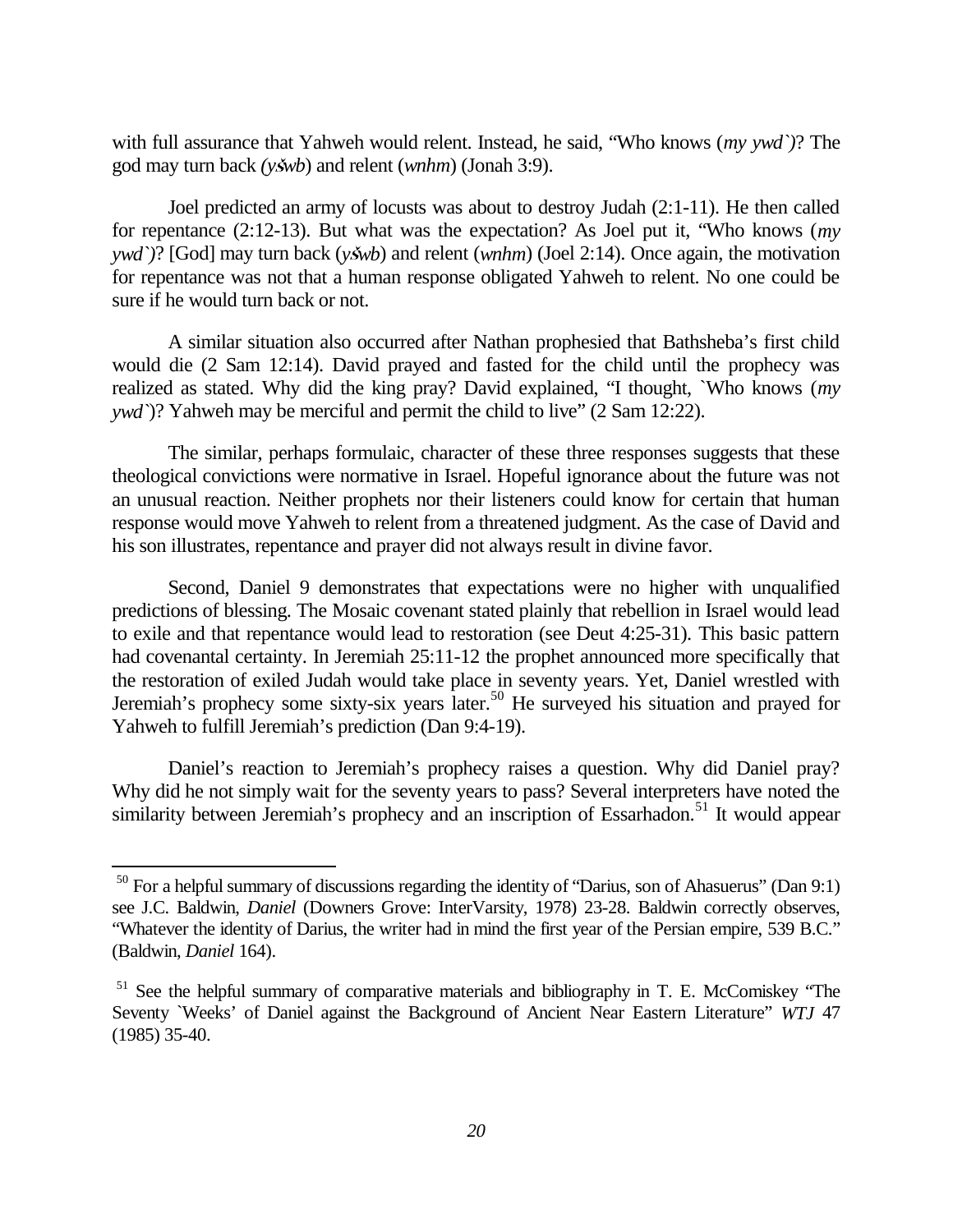with full assurance that Yahweh would relent. Instead, he said, "Who knows (*my ywd`*)? The god may turn back *(yšwb*) and relent (*wnhm*) (Jonah 3:9).

Joel predicted an army of locusts was about to destroy Judah (2:1-11). He then called for repentance (2:12-13). But what was the expectation? As Joel put it, "Who knows (*my ywd`)*? [God] may turn back (*yšwb*) and relent (*wnhm*) (Joel 2:14). Once again, the motivation for repentance was not that a human response obligated Yahweh to relent. No one could be sure if he would turn back or not.

A similar situation also occurred after Nathan prophesied that Bathsheba's first child would die (2 Sam 12:14). David prayed and fasted for the child until the prophecy was realized as stated. Why did the king pray? David explained, "I thought, `Who knows (*my ywd`*)? Yahweh may be merciful and permit the child to live" (2 Sam 12:22).

The similar, perhaps formulaic, character of these three responses suggests that these theological convictions were normative in Israel. Hopeful ignorance about the future was not an unusual reaction. Neither prophets nor their listeners could know for certain that human response would move Yahweh to relent from a threatened judgment. As the case of David and his son illustrates, repentance and prayer did not always result in divine favor.

Second, Daniel 9 demonstrates that expectations were no higher with unqualified predictions of blessing. The Mosaic covenant stated plainly that rebellion in Israel would lead to exile and that repentance would lead to restoration (see Deut 4:25-31). This basic pattern had covenantal certainty. In Jeremiah 25:11-12 the prophet announced more specifically that the restoration of exiled Judah would take place in seventy years. Yet, Daniel wrestled with Jeremiah's prophecy some sixty-six years later.[50] He surveyed his situation and prayed for Yahweh to fulfill Jeremiah's prediction (Dan 9:4-19).

Daniel's reaction to Jeremiah's prophecy raises a question. Why did Daniel pray? Why did he not simply wait for the seventy years to pass? Several interpreters have noted the similarity between Jeremiah's prophecy and an inscription of Essarhadon.[51] It would appear

---

[50] For a helpful summary of discussions regarding the identity of "Darius, son of Ahasuerus" (Dan 9:1) see J.C. Baldwin, *Daniel* (Downers Grove: InterVarsity, 1978) 23-28. Baldwin correctly observes, "Whatever the identity of Darius, the writer had in mind the first year of the Persian empire, 539 B.C." (Baldwin, *Daniel* 164).

[51] See the helpful summary of comparative materials and bibliography in T. E. McComiskey "The Seventy `Weeks' of Daniel against the Background of Ancient Near Eastern Literature" *WTJ* 47 (1985) 35-40.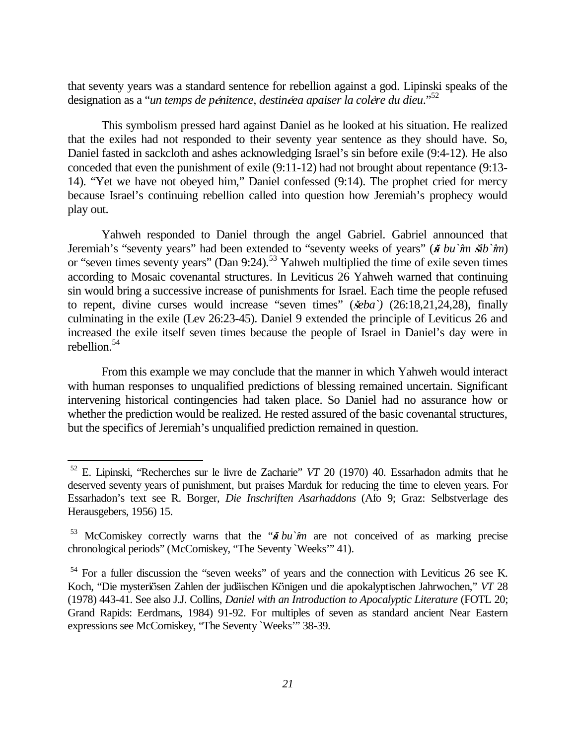that seventy years was a standard sentence for rebellion against a god. Lipinski speaks of the designation as a "*un temps de pénitence, destinéea apaiser la colère du dieu*."[52]

This symbolism pressed hard against Daniel as he looked at his situation. He realized that the exiles had not responded to their seventy year sentence as they should have. So, Daniel fasted in sackcloth and ashes acknowledging Israel's sin before exile (9:4-12). He also conceded that even the punishment of exile (9:11-12) had not brought about repentance (9:13-14). "Yet we have not obeyed him," Daniel confessed (9:14). The prophet cried for mercy because Israel's continuing rebellion called into question how Jeremiah's prophecy would play out.

Yahweh responded to Daniel through the angel Gabriel. Gabriel announced that Jeremiah's "seventy years" had been extended to "seventy weeks of years" (*šā bu`îm šib`îm*) or "seven times seventy years" (Dan 9:24).[53] Yahweh multiplied the time of exile seven times according to Mosaic covenantal structures. In Leviticus 26 Yahweh warned that continuing sin would bring a successive increase of punishments for Israel. Each time the people refused to repent, divine curses would increase "seven times" (*šeba`)* (26:18,21,24,28), finally culminating in the exile (Lev 26:23-45). Daniel 9 extended the principle of Leviticus 26 and increased the exile itself seven times because the people of Israel in Daniel's day were in rebellion.[54]

From this example we may conclude that the manner in which Yahweh would interact with human responses to unqualified predictions of blessing remained uncertain. Significant intervening historical contingencies had taken place. So Daniel had no assurance how or whether the prediction would be realized. He rested assured of the basic covenantal structures, but the specifics of Jeremiah's unqualified prediction remained in question.

---

[52] E. Lipinski, "Recherches sur le livre de Zacharie" *VT* 20 (1970) 40. Essarhadon admits that he deserved seventy years of punishment, but praises Marduk for reducing the time to eleven years. For Essarhadon's text see R. Borger, *Die Inschriften Asarhaddons* (Afo 9; Graz: Selbstverlage des Herausgebers, 1956) 15.

[53] McComiskey correctly warns that the "*šā bu`îm* are not conceived of as marking precise chronological periods" (McComiskey, "The Seventy `Weeks'" 41).

[54] For a fuller discussion the "seven weeks" of years and the connection with Leviticus 26 see K. Koch, "Die mysteriösen Zahlen der judäischen Königen und die apokalyptischen Jahrwochen," *VT* 28 (1978) 443-41. See also J.J. Collins, *Daniel with an Introduction to Apocalyptic Literature* (FOTL 20; Grand Rapids: Eerdmans, 1984) 91-92. For multiples of seven as standard ancient Near Eastern expressions see McComiskey, "The Seventy `Weeks'" 38-39.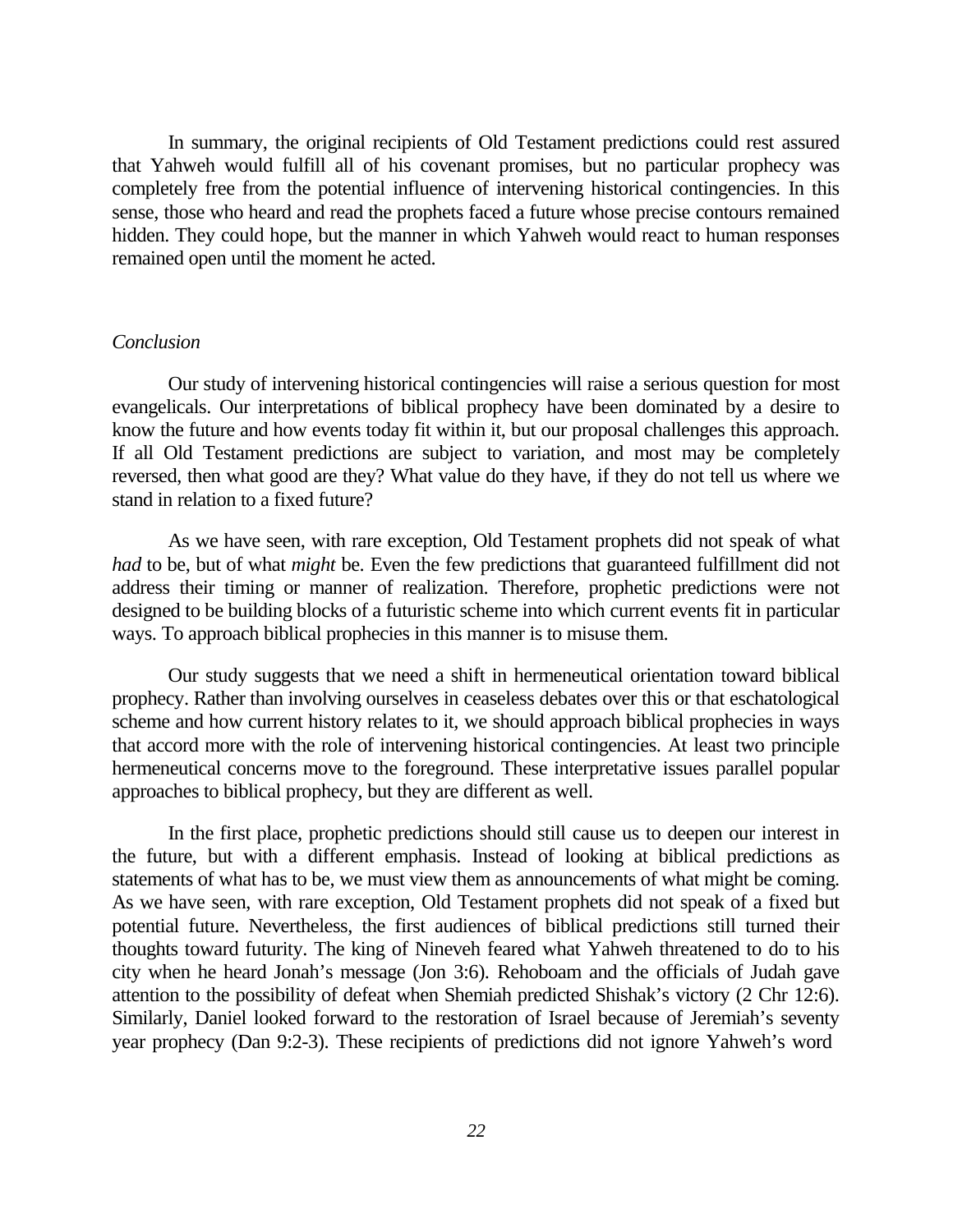In summary, the original recipients of Old Testament predictions could rest assured that Yahweh would fulfill all of his covenant promises, but no particular prophecy was completely free from the potential influence of intervening historical contingencies. In this sense, those who heard and read the prophets faced a future whose precise contours remained hidden. They could hope, but the manner in which Yahweh would react to human responses remained open until the moment he acted.

*Conclusion*

Our study of intervening historical contingencies will raise a serious question for most evangelicals. Our interpretations of biblical prophecy have been dominated by a desire to know the future and how events today fit within it, but our proposal challenges this approach. If all Old Testament predictions are subject to variation, and most may be completely reversed, then what good are they? What value do they have, if they do not tell us where we stand in relation to a fixed future?

As we have seen, with rare exception, Old Testament prophets did not speak of what *had* to be, but of what *might* be. Even the few predictions that guaranteed fulfillment did not address their timing or manner of realization. Therefore, prophetic predictions were not designed to be building blocks of a futuristic scheme into which current events fit in particular ways. To approach biblical prophecies in this manner is to misuse them.

Our study suggests that we need a shift in hermeneutical orientation toward biblical prophecy. Rather than involving ourselves in ceaseless debates over this or that eschatological scheme and how current history relates to it, we should approach biblical prophecies in ways that accord more with the role of intervening historical contingencies. At least two principle hermeneutical concerns move to the foreground. These interpretative issues parallel popular approaches to biblical prophecy, but they are different as well.

In the first place, prophetic predictions should still cause us to deepen our interest in the future, but with a different emphasis. Instead of looking at biblical predictions as statements of what has to be, we must view them as announcements of what might be coming. As we have seen, with rare exception, Old Testament prophets did not speak of a fixed but potential future. Nevertheless, the first audiences of biblical predictions still turned their thoughts toward futurity. The king of Nineveh feared what Yahweh threatened to do to his city when he heard Jonah's message (Jon 3:6). Rehoboam and the officials of Judah gave attention to the possibility of defeat when Shemiah predicted Shishak's victory (2 Chr 12:6). Similarly, Daniel looked forward to the restoration of Israel because of Jeremiah's seventy year prophecy (Dan 9:2-3). These recipients of predictions did not ignore Yahweh's word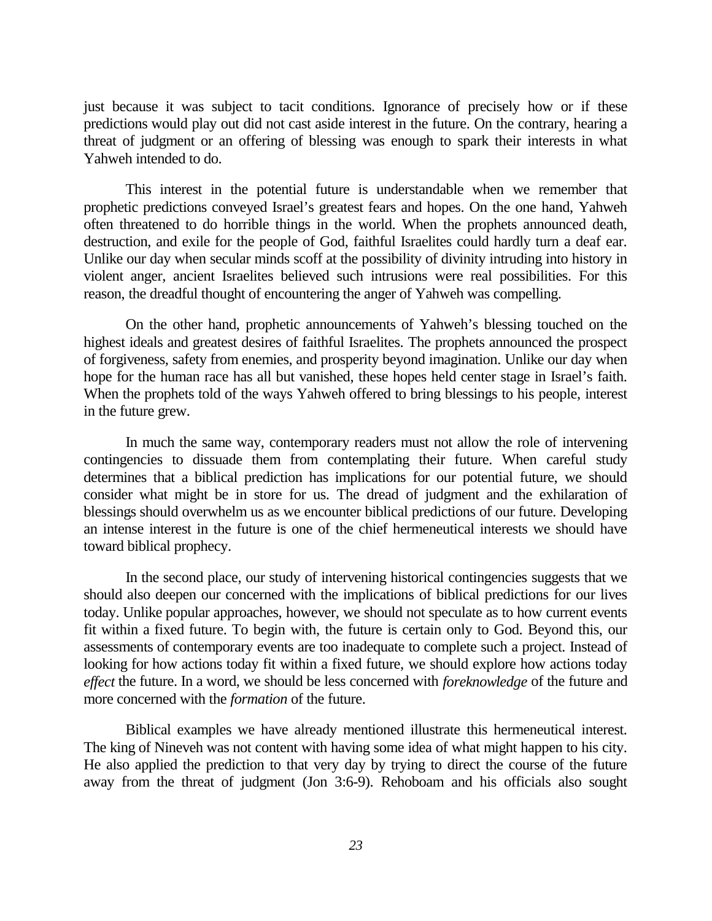just because it was subject to tacit conditions. Ignorance of precisely how or if these predictions would play out did not cast aside interest in the future. On the contrary, hearing a threat of judgment or an offering of blessing was enough to spark their interests in what Yahweh intended to do.

This interest in the potential future is understandable when we remember that prophetic predictions conveyed Israel's greatest fears and hopes. On the one hand, Yahweh often threatened to do horrible things in the world. When the prophets announced death, destruction, and exile for the people of God, faithful Israelites could hardly turn a deaf ear. Unlike our day when secular minds scoff at the possibility of divinity intruding into history in violent anger, ancient Israelites believed such intrusions were real possibilities. For this reason, the dreadful thought of encountering the anger of Yahweh was compelling.

On the other hand, prophetic announcements of Yahweh's blessing touched on the highest ideals and greatest desires of faithful Israelites. The prophets announced the prospect of forgiveness, safety from enemies, and prosperity beyond imagination. Unlike our day when hope for the human race has all but vanished, these hopes held center stage in Israel's faith. When the prophets told of the ways Yahweh offered to bring blessings to his people, interest in the future grew.

In much the same way, contemporary readers must not allow the role of intervening contingencies to dissuade them from contemplating their future. When careful study determines that a biblical prediction has implications for our potential future, we should consider what might be in store for us. The dread of judgment and the exhilaration of blessings should overwhelm us as we encounter biblical predictions of our future. Developing an intense interest in the future is one of the chief hermeneutical interests we should have toward biblical prophecy.

In the second place, our study of intervening historical contingencies suggests that we should also deepen our concerned with the implications of biblical predictions for our lives today. Unlike popular approaches, however, we should not speculate as to how current events fit within a fixed future. To begin with, the future is certain only to God. Beyond this, our assessments of contemporary events are too inadequate to complete such a project. Instead of looking for how actions today fit within a fixed future, we should explore how actions today *effect* the future. In a word, we should be less concerned with *foreknowledge* of the future and more concerned with the *formation* of the future.

Biblical examples we have already mentioned illustrate this hermeneutical interest. The king of Nineveh was not content with having some idea of what might happen to his city. He also applied the prediction to that very day by trying to direct the course of the future away from the threat of judgment (Jon 3:6-9). Rehoboam and his officials also sought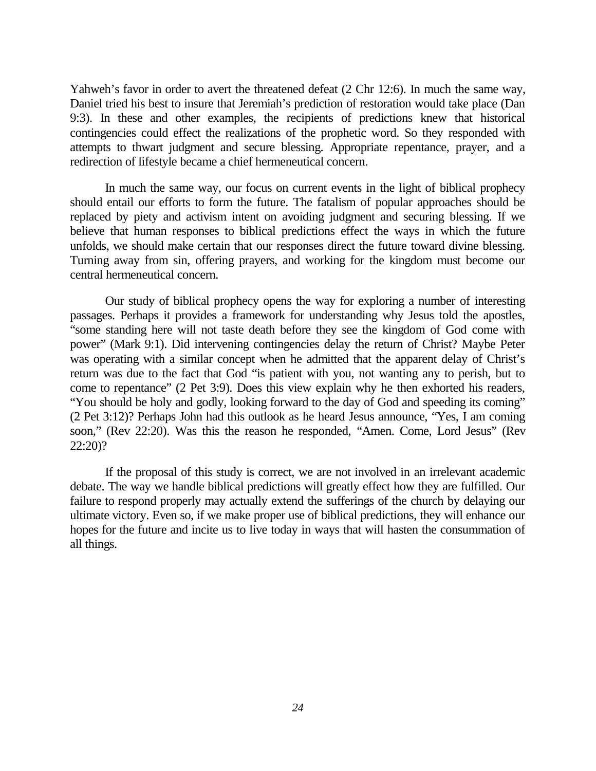Yahweh's favor in order to avert the threatened defeat (2 Chr 12:6). In much the same way, Daniel tried his best to insure that Jeremiah's prediction of restoration would take place (Dan 9:3). In these and other examples, the recipients of predictions knew that historical contingencies could effect the realizations of the prophetic word. So they responded with attempts to thwart judgment and secure blessing. Appropriate repentance, prayer, and a redirection of lifestyle became a chief hermeneutical concern.

In much the same way, our focus on current events in the light of biblical prophecy should entail our efforts to form the future. The fatalism of popular approaches should be replaced by piety and activism intent on avoiding judgment and securing blessing. If we believe that human responses to biblical predictions effect the ways in which the future unfolds, we should make certain that our responses direct the future toward divine blessing. Turning away from sin, offering prayers, and working for the kingdom must become our central hermeneutical concern.

Our study of biblical prophecy opens the way for exploring a number of interesting passages. Perhaps it provides a framework for understanding why Jesus told the apostles, "some standing here will not taste death before they see the kingdom of God come with power" (Mark 9:1). Did intervening contingencies delay the return of Christ? Maybe Peter was operating with a similar concept when he admitted that the apparent delay of Christ's return was due to the fact that God "is patient with you, not wanting any to perish, but to come to repentance" (2 Pet 3:9). Does this view explain why he then exhorted his readers, "You should be holy and godly, looking forward to the day of God and speeding its coming" (2 Pet 3:12)? Perhaps John had this outlook as he heard Jesus announce, "Yes, I am coming soon," (Rev 22:20). Was this the reason he responded, "Amen. Come, Lord Jesus" (Rev 22:20)?

If the proposal of this study is correct, we are not involved in an irrelevant academic debate. The way we handle biblical predictions will greatly effect how they are fulfilled. Our failure to respond properly may actually extend the sufferings of the church by delaying our ultimate victory. Even so, if we make proper use of biblical predictions, they will enhance our hopes for the future and incite us to live today in ways that will hasten the consummation of all things.